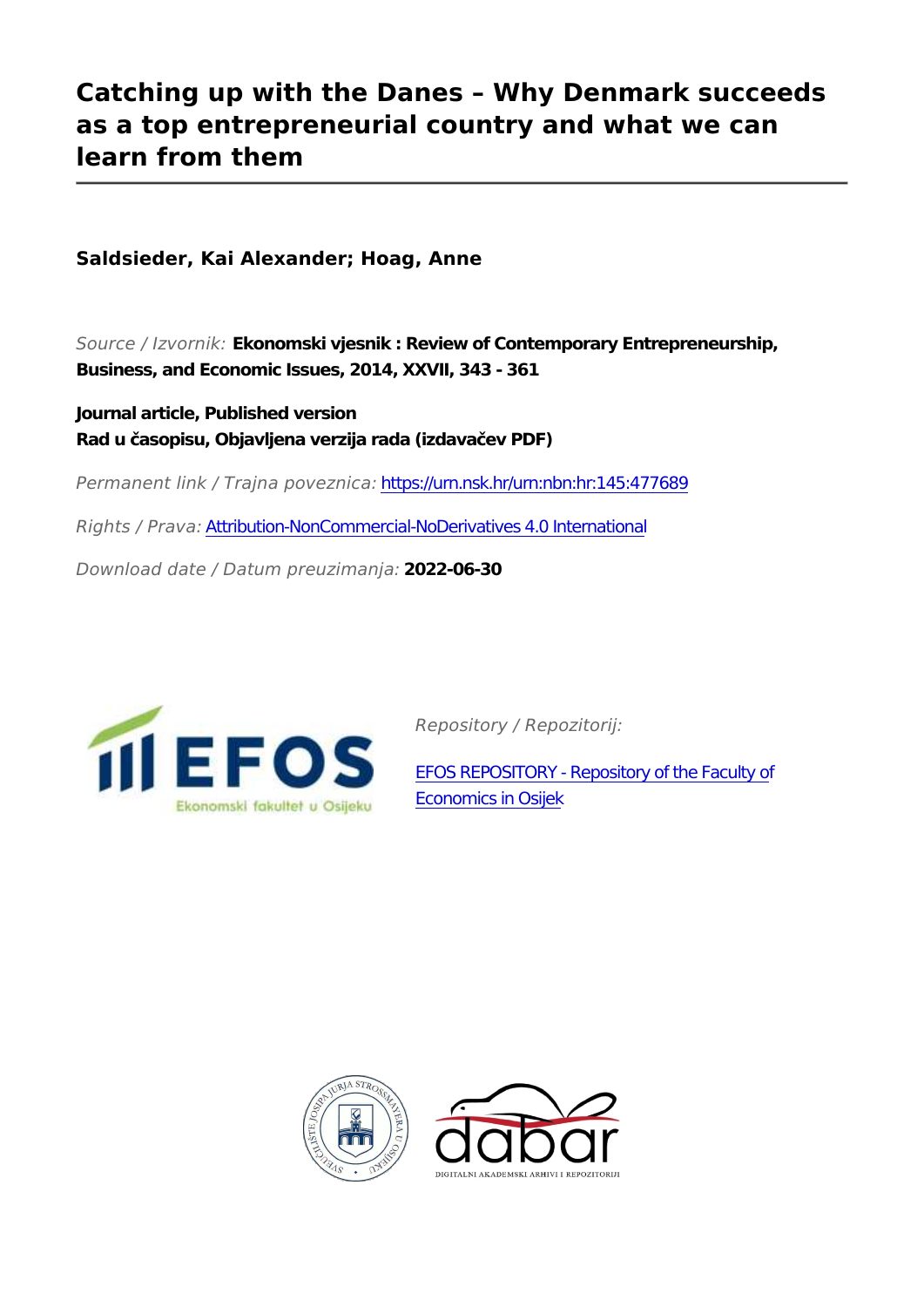# Catching up with the Danes – Why Denmark succeeds as a top entrepreneurial country and what we can learn from them

**Saldsieder, Kai Alexander; Hoag, Anne**

*Source / Izvornik:* **Ekonomski vjesnik : Review of Contemporary Entrepreneurship, Business, and Economic Issues, 2014, XXVII, 343 - 361**

**Journal article, Published version**
**Rad u časopisu, Objavljena verzija rada (izdavačev PDF)**

*Permanent link / Trajna poveznica:* https://urn.nsk.hr/urn:nbn:hr:145:477689

*Rights / Prava:* Attribution-NonCommercial-NoDerivatives 4.0 International

*Download date / Datum preuzimanja:* **2022-06-30**

*Repository / Repozitorij:*

EFOS REPOSITORY - Repository of the Faculty of Economics in Osijek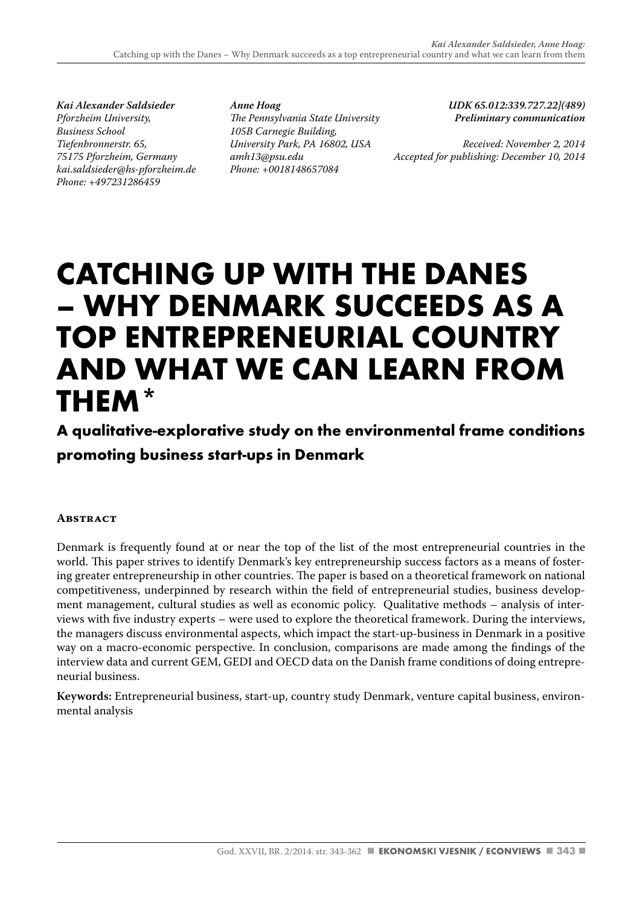*Kai Alexander Saldsieder*
*Pforzheim University,*
*Business School*
*Tiefenbronnerstr. 65,*
*75175 Pforzheim, Germany*
*kai.saldsieder@hs-pforzheim.de*
*Phone: +497231286459*

*Anne Hoag*
*The Pennsylvania State University*
*105B Carnegie Building,*
*University Park, PA 16802, USA*
*amh13@psu.edu*
*Phone: +0018148657084*

*UDK 65.012:339.727.22](489)*
***Preliminary communication***

*Received: November 2, 2014*
*Accepted for publishing: December 10, 2014*

# CATCHING UP WITH THE DANES – WHY DENMARK SUCCEEDS AS A TOP ENTREPRENEURIAL COUNTRY AND WHAT WE CAN LEARN FROM THEM*

## A qualitative-explorative study on the environmental frame conditions promoting business start-ups in Denmark

### Abstract

Denmark is frequently found at or near the top of the list of the most entrepreneurial countries in the world. This paper strives to identify Denmark's key entrepreneurship success factors as a means of fostering greater entrepreneurship in other countries. The paper is based on a theoretical framework on national competitiveness, underpinned by research within the field of entrepreneurial studies, business development management, cultural studies as well as economic policy. Qualitative methods – analysis of interviews with five industry experts – were used to explore the theoretical framework. During the interviews, the managers discuss environmental aspects, which impact the start-up-business in Denmark in a positive way on a macro-economic perspective. In conclusion, comparisons are made among the findings of the interview data and current GEM, GEDI and OECD data on the Danish frame conditions of doing entrepreneurial business.

**Keywords:** Entrepreneurial business, start-up, country study Denmark, venture capital business, environmental analysis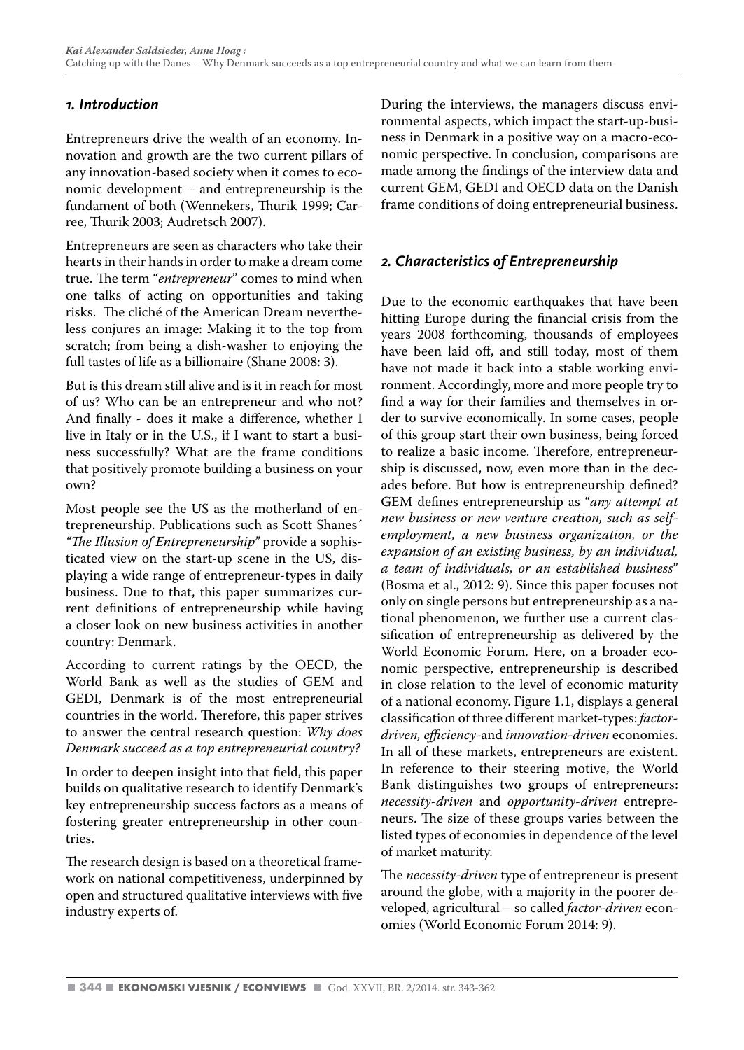## *1. Introduction*

Entrepreneurs drive the wealth of an economy. Innovation and growth are the two current pillars of any innovation-based society when it comes to economic development – and entrepreneurship is the fundament of both (Wennekers, Thurik 1999; Carree, Thurik 2003; Audretsch 2007).

Entrepreneurs are seen as characters who take their hearts in their hands in order to make a dream come true. The term "*entrepreneur*" comes to mind when one talks of acting on opportunities and taking risks. The cliché of the American Dream nevertheless conjures an image: Making it to the top from scratch; from being a dish-washer to enjoying the full tastes of life as a billionaire (Shane 2008: 3).

But is this dream still alive and is it in reach for most of us? Who can be an entrepreneur and who not? And finally - does it make a difference, whether I live in Italy or in the U.S., if I want to start a business successfully? What are the frame conditions that positively promote building a business on your own?

Most people see the US as the motherland of entrepreneurship. Publications such as Scott Shanes´ *"The Illusion of Entrepreneurship"* provide a sophisticated view on the start-up scene in the US, displaying a wide range of entrepreneur-types in daily business. Due to that, this paper summarizes current definitions of entrepreneurship while having a closer look on new business activities in another country: Denmark.

According to current ratings by the OECD, the World Bank as well as the studies of GEM and GEDI, Denmark is of the most entrepreneurial countries in the world. Therefore, this paper strives to answer the central research question: *Why does Denmark succeed as a top entrepreneurial country?*

In order to deepen insight into that field, this paper builds on qualitative research to identify Denmark's key entrepreneurship success factors as a means of fostering greater entrepreneurship in other countries.

The research design is based on a theoretical framework on national competitiveness, underpinned by open and structured qualitative interviews with five industry experts of.

During the interviews, the managers discuss environmental aspects, which impact the start-up-business in Denmark in a positive way on a macro-economic perspective. In conclusion, comparisons are made among the findings of the interview data and current GEM, GEDI and OECD data on the Danish frame conditions of doing entrepreneurial business.

## *2. Characteristics of Entrepreneurship*

Due to the economic earthquakes that have been hitting Europe during the financial crisis from the years 2008 forthcoming, thousands of employees have been laid off, and still today, most of them have not made it back into a stable working environment. Accordingly, more and more people try to find a way for their families and themselves in order to survive economically. In some cases, people of this group start their own business, being forced to realize a basic income. Therefore, entrepreneurship is discussed, now, even more than in the decades before. But how is entrepreneurship defined? GEM defines entrepreneurship as "*any attempt at new business or new venture creation, such as self-employment, a new business organization, or the expansion of an existing business, by an individual, a team of individuals, or an established business*" (Bosma et al., 2012: 9). Since this paper focuses not only on single persons but entrepreneurship as a national phenomenon, we further use a current classification of entrepreneurship as delivered by the World Economic Forum. Here, on a broader economic perspective, entrepreneurship is described in close relation to the level of economic maturity of a national economy. Figure 1.1, displays a general classification of three different market-types: *factor-driven, efficiency*-and *innovation-driven* economies. In all of these markets, entrepreneurs are existent. In reference to their steering motive, the World Bank distinguishes two groups of entrepreneurs: *necessity-driven* and *opportunity-driven* entrepreneurs. The size of these groups varies between the listed types of economies in dependence of the level of market maturity.

The *necessity-driven* type of entrepreneur is present around the globe, with a majority in the poorer developed, agricultural – so called *factor-driven* economies (World Economic Forum 2014: 9).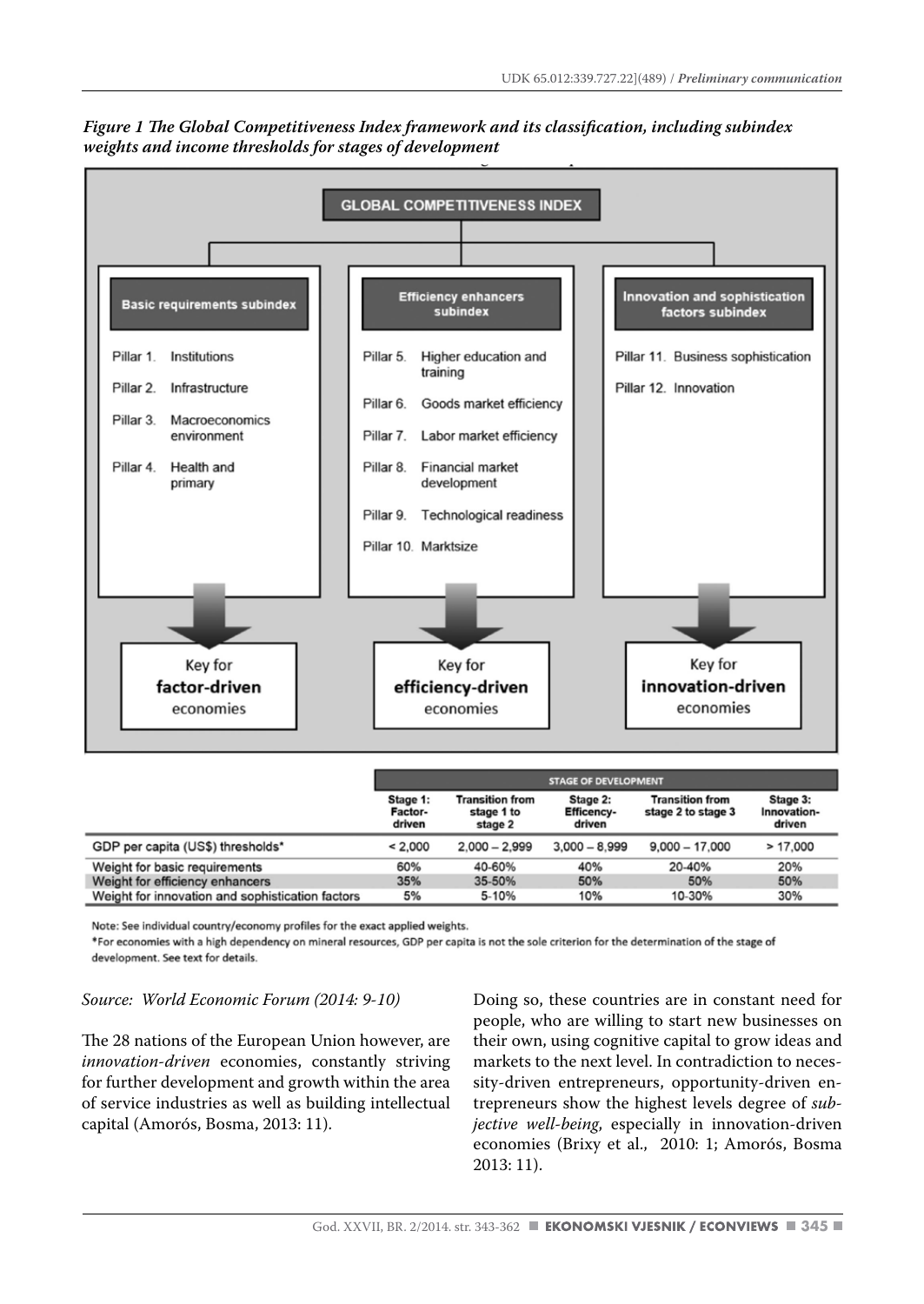*Figure 1 The Global Competitiveness Index framework and its classification, including subindex weights and income thresholds for stages of development*

GLOBAL COMPETITIVENESS INDEX

**Basic requirements subindex**

- Pillar 1. Institutions
- Pillar 2. Infrastructure
- Pillar 3. Macroeconomics environment
- Pillar 4. Health and primary

Key for **factor-driven** economies

**Efficiency enhancers subindex**

- Pillar 5. Higher education and training
- Pillar 6. Goods market efficiency
- Pillar 7. Labor market efficiency
- Pillar 8. Financial market development
- Pillar 9. Technological readiness
- Pillar 10. Marktsize

Key for **efficiency-driven** economies

**Innovation and sophistication factors subindex**

- Pillar 11. Business sophistication
- Pillar 12. Innovation

Key for **innovation-driven** economies

| | STAGE OF DEVELOPMENT | | | | |
|---|---|---|---|---|---|
| | Stage 1: Factor-driven | Transition from stage 1 to stage 2 | Stage 2: Efficency-driven | Transition from stage 2 to stage 3 | Stage 3: Innovation-driven |
| GDP per capita (US$) thresholds* | < 2,000 | 2,000 – 2,999 | 3,000 – 8,999 | 9,000 – 17,000 | > 17,000 |
| Weight for basic requirements | 60% | 40-60% | 40% | 20-40% | 20% |
| Weight for efficiency enhancers | 35% | 35-50% | 50% | 50% | 50% |
| Weight for innovation and sophistication factors | 5% | 5-10% | 10% | 10-30% | 30% |

Note: See individual country/economy profiles for the exact applied weights.

*For economies with a high dependency on mineral resources, GDP per capita is not the sole criterion for the determination of the stage of development. See text for details.

*Source: World Economic Forum (2014: 9-10)*

The 28 nations of the European Union however, are *innovation-driven* economies, constantly striving for further development and growth within the area of service industries as well as building intellectual capital (Amorós, Bosma, 2013: 11).

Doing so, these countries are in constant need for people, who are willing to start new businesses on their own, using cognitive capital to grow ideas and markets to the next level. In contradiction to necessity-driven entrepreneurs, opportunity-driven entrepreneurs show the highest levels degree of *subjective well-being*, especially in innovation-driven economies (Brixy et al., 2010: 1; Amorós, Bosma 2013: 11).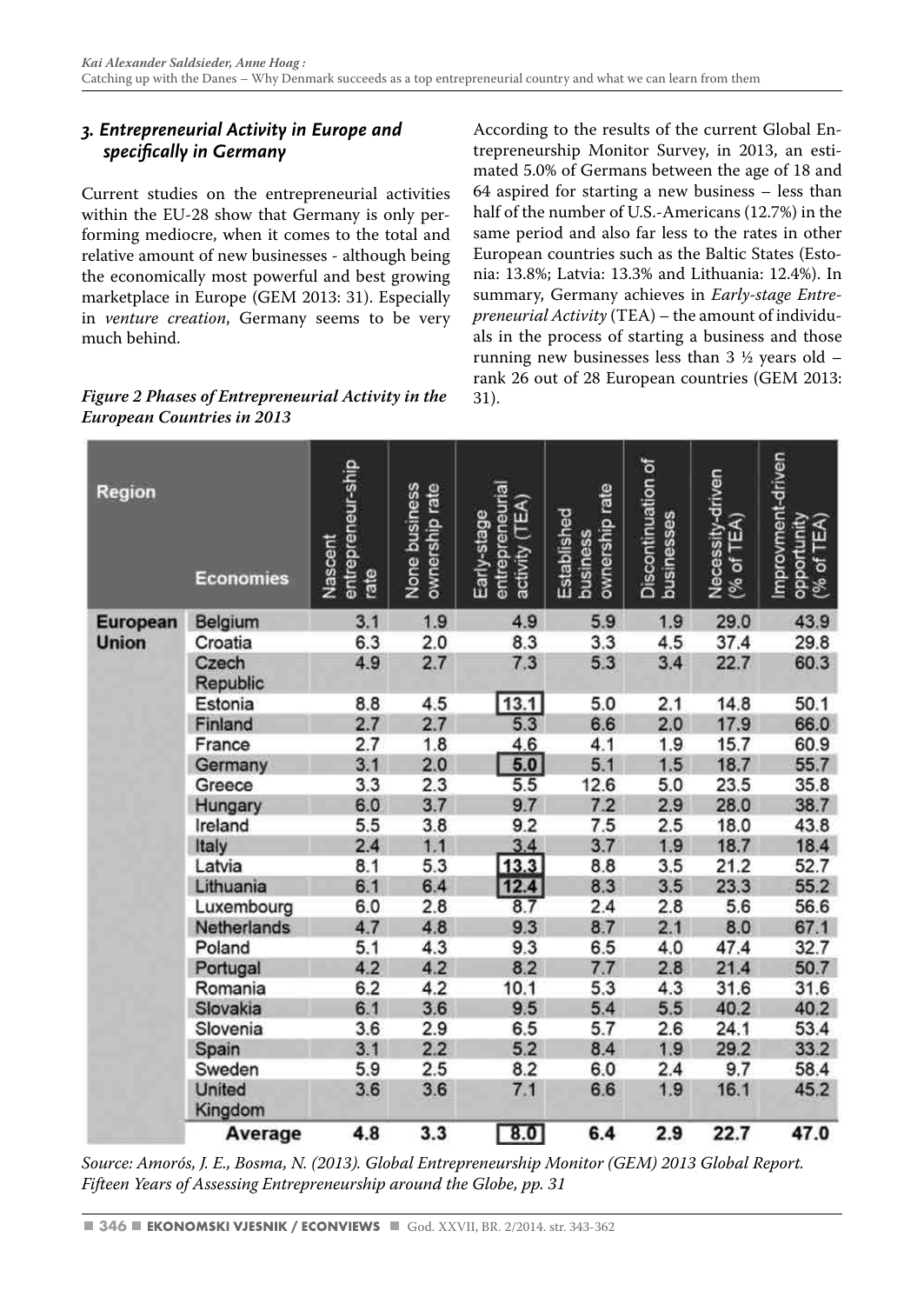### *3. Entrepreneurial Activity in Europe and specifically in Germany*

Current studies on the entrepreneurial activities within the EU-28 show that Germany is only performing mediocre, when it comes to the total and relative amount of new businesses - although being the economically most powerful and best growing marketplace in Europe (GEM 2013: 31). Especially in *venture creation*, Germany seems to be very much behind.

According to the results of the current Global Entrepreneurship Monitor Survey, in 2013, an estimated 5.0% of Germans between the age of 18 and 64 aspired for starting a new business – less than half of the number of U.S.-Americans (12.7%) in the same period and also far less to the rates in other European countries such as the Baltic States (Estonia: 13.8%; Latvia: 13.3% and Lithuania: 12.4%). In summary, Germany achieves in *Early-stage Entrepreneurial Activity* (TEA) – the amount of individuals in the process of starting a business and those running new businesses less than 3 ½ years old – rank 26 out of 28 European countries (GEM 2013: 31).

***Figure 2 Phases of Entrepreneurial Activity in the European Countries in 2013***

| Region | Economies | Nascent entrepreneur-ship rate | None business ownership rate | Early-stage entrepreneurial activity (TEA) | Established business ownership rate | Discontinuation of businesses | Necessity-driven (% of TEA) | Improvment-driven opportunity (% of TEA) |
|---|---|---|---|---|---|---|---|---|
| European Union | Belgium | 3.1 | 1.9 | 4.9 | 5.9 | 1.9 | 29.0 | 43.9 |
| | Croatia | 6.3 | 2.0 | 8.3 | 3.3 | 4.5 | 37.4 | 29.8 |
| | Czech Republic | 4.9 | 2.7 | 7.3 | 5.3 | 3.4 | 22.7 | 60.3 |
| | Estonia | 8.8 | 4.5 | 13.1 | 5.0 | 2.1 | 14.8 | 50.1 |
| | Finland | 2.7 | 2.7 | 5.3 | 6.6 | 2.0 | 17.9 | 66.0 |
| | France | 2.7 | 1.8 | 4.6 | 4.1 | 1.9 | 15.7 | 60.9 |
| | Germany | 3.1 | 2.0 | 5.0 | 5.1 | 1.5 | 18.7 | 55.7 |
| | Greece | 3.3 | 2.3 | 5.5 | 12.6 | 5.0 | 23.5 | 35.8 |
| | Hungary | 6.0 | 3.7 | 9.7 | 7.2 | 2.9 | 28.0 | 38.7 |
| | Ireland | 5.5 | 3.8 | 9.2 | 7.5 | 2.5 | 18.0 | 43.8 |
| | Italy | 2.4 | 1.1 | 3.4 | 3.7 | 1.9 | 18.7 | 18.4 |
| | Latvia | 8.1 | 5.3 | 13.3 | 8.8 | 3.5 | 21.2 | 52.7 |
| | Lithuania | 6.1 | 6.4 | 12.4 | 8.3 | 3.5 | 23.3 | 55.2 |
| | Luxembourg | 6.0 | 2.8 | 8.7 | 2.4 | 2.8 | 5.6 | 56.6 |
| | Netherlands | 4.7 | 4.8 | 9.3 | 8.7 | 2.1 | 8.0 | 67.1 |
| | Poland | 5.1 | 4.3 | 9.3 | 6.5 | 4.0 | 47.4 | 32.7 |
| | Portugal | 4.2 | 4.2 | 8.2 | 7.7 | 2.8 | 21.4 | 50.7 |
| | Romania | 6.2 | 4.2 | 10.1 | 5.3 | 4.3 | 31.6 | 31.6 |
| | Slovakia | 6.1 | 3.6 | 9.5 | 5.4 | 5.5 | 40.2 | 40.2 |
| | Slovenia | 3.6 | 2.9 | 6.5 | 5.7 | 2.6 | 24.1 | 53.4 |
| | Spain | 3.1 | 2.2 | 5.2 | 8.4 | 1.9 | 29.2 | 33.2 |
| | Sweden | 5.9 | 2.5 | 8.2 | 6.0 | 2.4 | 9.7 | 58.4 |
| | United Kingdom | 3.6 | 3.6 | 7.1 | 6.6 | 1.9 | 16.1 | 45.2 |
| | **Average** | **4.8** | **3.3** | **8.0** | **6.4** | **2.9** | **22.7** | **47.0** |

*Source: Amorós, J. E., Bosma, N. (2013). Global Entrepreneurship Monitor (GEM) 2013 Global Report. Fifteen Years of Assessing Entrepreneurship around the Globe, pp. 31*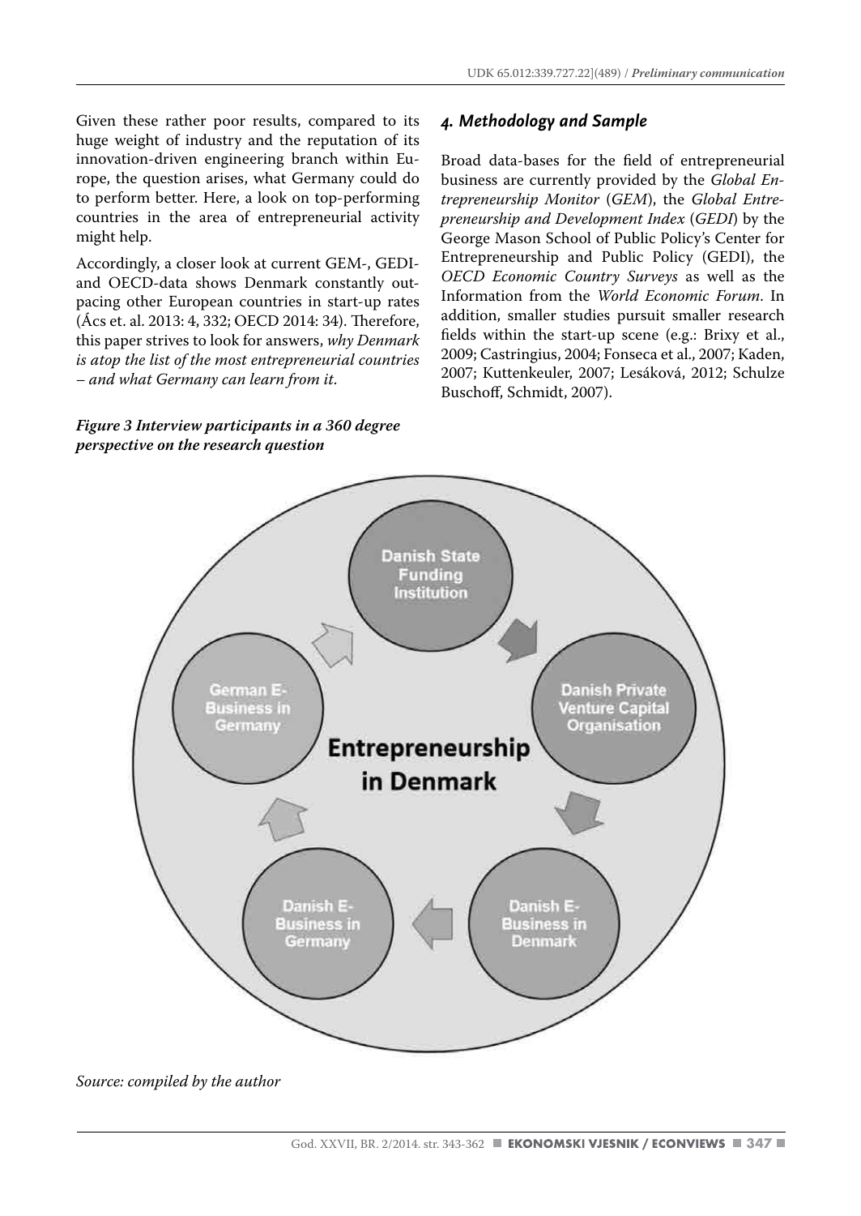Given these rather poor results, compared to its huge weight of industry and the reputation of its innovation-driven engineering branch within Europe, the question arises, what Germany could do to perform better. Here, a look on top-performing countries in the area of entrepreneurial activity might help.

Accordingly, a closer look at current GEM-, GEDI- and OECD-data shows Denmark constantly outpacing other European countries in start-up rates (Ács et. al. 2013: 4, 332; OECD 2014: 34). Therefore, this paper strives to look for answers, *why Denmark is atop the list of the most entrepreneurial countries – and what Germany can learn from it.*

***Figure 3 Interview participants in a 360 degree perspective on the research question***

Entrepreneurship in Denmark

Danish State Funding Institution → Danish Private Venture Capital Organisation → Danish E-Business in Denmark → Danish E-Business in Germany → German E-Business in Germany → Danish State Funding Institution

*Source: compiled by the author*

## *4. Methodology and Sample*

Broad data-bases for the field of entrepreneurial business are currently provided by the *Global Entrepreneurship Monitor* (*GEM*), the *Global Entrepreneurship and Development Index* (*GEDI*) by the George Mason School of Public Policy's Center for Entrepreneurship and Public Policy (GEDI), the *OECD Economic Country Surveys* as well as the Information from the *World Economic Forum*. In addition, smaller studies pursuit smaller research fields within the start-up scene (e.g.: Brixy et al., 2009; Castringius, 2004; Fonseca et al., 2007; Kaden, 2007; Kuttenkeuler, 2007; Lesáková, 2012; Schulze Buschoff, Schmidt, 2007).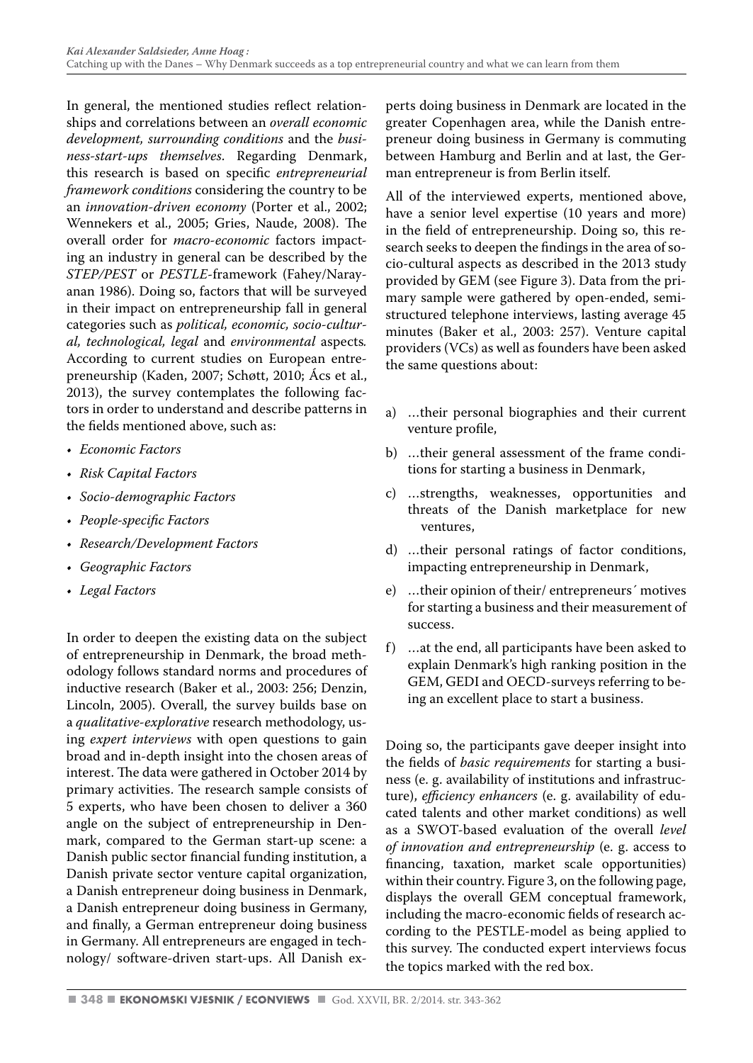In general, the mentioned studies reflect relationships and correlations between an *overall economic development, surrounding conditions* and the *business-start-ups themselves*. Regarding Denmark, this research is based on specific *entrepreneurial framework conditions* considering the country to be an *innovation-driven economy* (Porter et al., 2002; Wennekers et al., 2005; Gries, Naude, 2008). The overall order for *macro-economic* factors impacting an industry in general can be described by the *STEP/PEST* or *PESTLE*-framework (Fahey/Narayanan 1986). Doing so, factors that will be surveyed in their impact on entrepreneurship fall in general categories such as *political, economic, socio-cultural, technological, legal* and *environmental* aspects. According to current studies on European entrepreneurship (Kaden, 2007; Schøtt, 2010; Ács et al., 2013), the survey contemplates the following factors in order to understand and describe patterns in the fields mentioned above, such as:

- *Economic Factors*
- *Risk Capital Factors*
- *Socio-demographic Factors*
- *People-specific Factors*
- *Research/Development Factors*
- *Geographic Factors*
- *Legal Factors*

In order to deepen the existing data on the subject of entrepreneurship in Denmark, the broad methodology follows standard norms and procedures of inductive research (Baker et al., 2003: 256; Denzin, Lincoln, 2005). Overall, the survey builds base on a *qualitative-explorative* research methodology, using *expert interviews* with open questions to gain broad and in-depth insight into the chosen areas of interest. The data were gathered in October 2014 by primary activities. The research sample consists of 5 experts, who have been chosen to deliver a 360 angle on the subject of entrepreneurship in Denmark, compared to the German start-up scene: a Danish public sector financial funding institution, a Danish private sector venture capital organization, a Danish entrepreneur doing business in Denmark, a Danish entrepreneur doing business in Germany, and finally, a German entrepreneur doing business in Germany. All entrepreneurs are engaged in technology/ software-driven start-ups. All Danish experts doing business in Denmark are located in the greater Copenhagen area, while the Danish entrepreneur doing business in Germany is commuting between Hamburg and Berlin and at last, the German entrepreneur is from Berlin itself.

All of the interviewed experts, mentioned above, have a senior level expertise (10 years and more) in the field of entrepreneurship. Doing so, this research seeks to deepen the findings in the area of socio-cultural aspects as described in the 2013 study provided by GEM (see Figure 3). Data from the primary sample were gathered by open-ended, semi-structured telephone interviews, lasting average 45 minutes (Baker et al., 2003: 257). Venture capital providers (VCs) as well as founders have been asked the same questions about:

a) …their personal biographies and their current venture profile,

b) …their general assessment of the frame conditions for starting a business in Denmark,

c) …strengths, weaknesses, opportunities and threats of the Danish marketplace for new ventures,

d) …their personal ratings of factor conditions, impacting entrepreneurship in Denmark,

e) …their opinion of their/ entrepreneurs´ motives for starting a business and their measurement of success.

f) …at the end, all participants have been asked to explain Denmark's high ranking position in the GEM, GEDI and OECD-surveys referring to being an excellent place to start a business.

Doing so, the participants gave deeper insight into the fields of *basic requirements* for starting a business (e. g. availability of institutions and infrastructure), *efficiency enhancers* (e. g. availability of educated talents and other market conditions) as well as a SWOT-based evaluation of the overall *level of innovation and entrepreneurship* (e. g. access to financing, taxation, market scale opportunities) within their country. Figure 3, on the following page, displays the overall GEM conceptual framework, including the macro-economic fields of research according to the PESTLE-model as being applied to this survey. The conducted expert interviews focus the topics marked with the red box.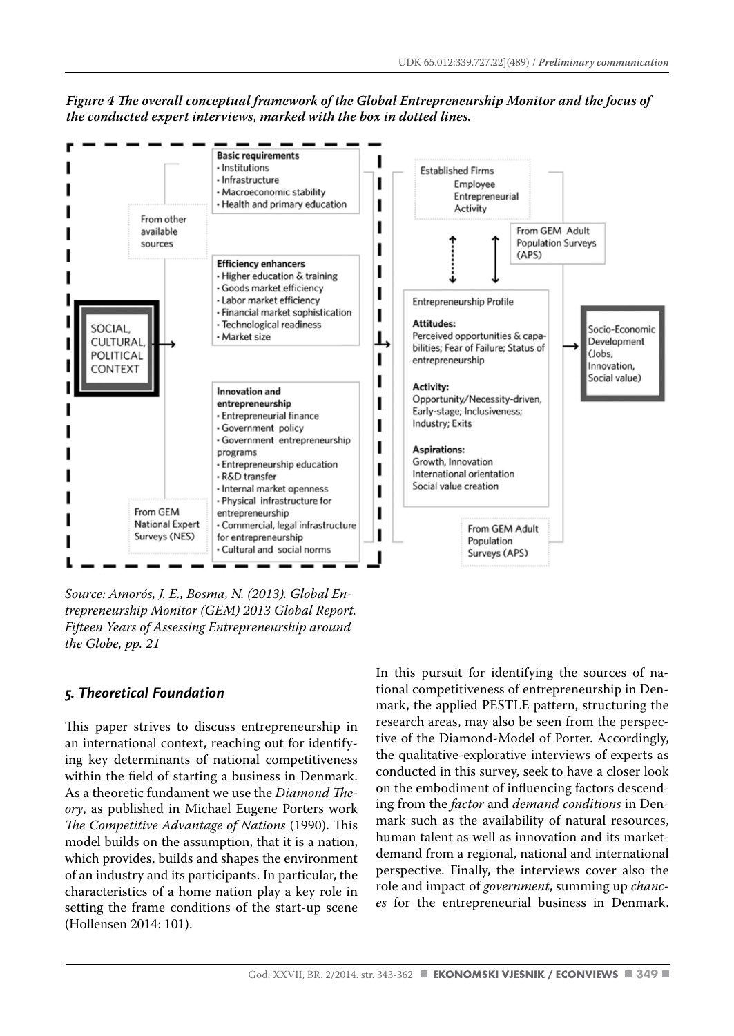*Figure 4 The overall conceptual framework of the Global Entrepreneurship Monitor and the focus of the conducted expert interviews, marked with the box in dotted lines.*

**Basic requirements**
- Institutions
- Infrastructure
- Macroeconomic stability
- Health and primary education

From other available sources

**Efficiency enhancers**
- Higher education & training
- Goods market efficiency
- Labor market efficiency
- Financial market sophistication
- Technological readiness
- Market size

SOCIAL, CULTURAL, POLITICAL CONTEXT

**Innovation and entrepreneurship**
- Entrepreneurial finance
- Government policy
- Government entrepreneurship programs
- Entrepreneurship education
- R&D transfer
- Internal market openness
- Physical infrastructure for entrepreneurship
- Commercial, legal infrastructure for entrepreneurship
- Cultural and social norms

From GEM National Expert Surveys (NES)

Established Firms
Employee Entrepreneurial Activity

From GEM Adult Population Surveys (APS)

Entrepreneurship Profile

**Attitudes:**
Perceived opportunities & capabilities; Fear of Failure; Status of entrepreneurship

**Activity:**
Opportunity/Necessity-driven, Early-stage; Inclusiveness; Industry; Exits

**Aspirations:**
Growth, Innovation
International orientation
Social value creation

From GEM Adult Population Surveys (APS)

Socio-Economic Development (Jobs, Innovation, Social value)

*Source: Amorós, J. E., Bosma, N. (2013). Global Entrepreneurship Monitor (GEM) 2013 Global Report. Fifteen Years of Assessing Entrepreneurship around the Globe, pp. 21*

## *5. Theoretical Foundation*

This paper strives to discuss entrepreneurship in an international context, reaching out for identifying key determinants of national competitiveness within the field of starting a business in Denmark. As a theoretic fundament we use the *Diamond Theory*, as published in Michael Eugene Porters work *The Competitive Advantage of Nations* (1990). This model builds on the assumption, that it is a nation, which provides, builds and shapes the environment of an industry and its participants. In particular, the characteristics of a home nation play a key role in setting the frame conditions of the start-up scene (Hollensen 2014: 101).

In this pursuit for identifying the sources of national competitiveness of entrepreneurship in Denmark, the applied PESTLE pattern, structuring the research areas, may also be seen from the perspective of the Diamond-Model of Porter. Accordingly, the qualitative-explorative interviews of experts as conducted in this survey, seek to have a closer look on the embodiment of influencing factors descending from the *factor* and *demand conditions* in Denmark such as the availability of natural resources, human talent as well as innovation and its market-demand from a regional, national and international perspective. Finally, the interviews cover also the role and impact of *government*, summing up *chances* for the entrepreneurial business in Denmark.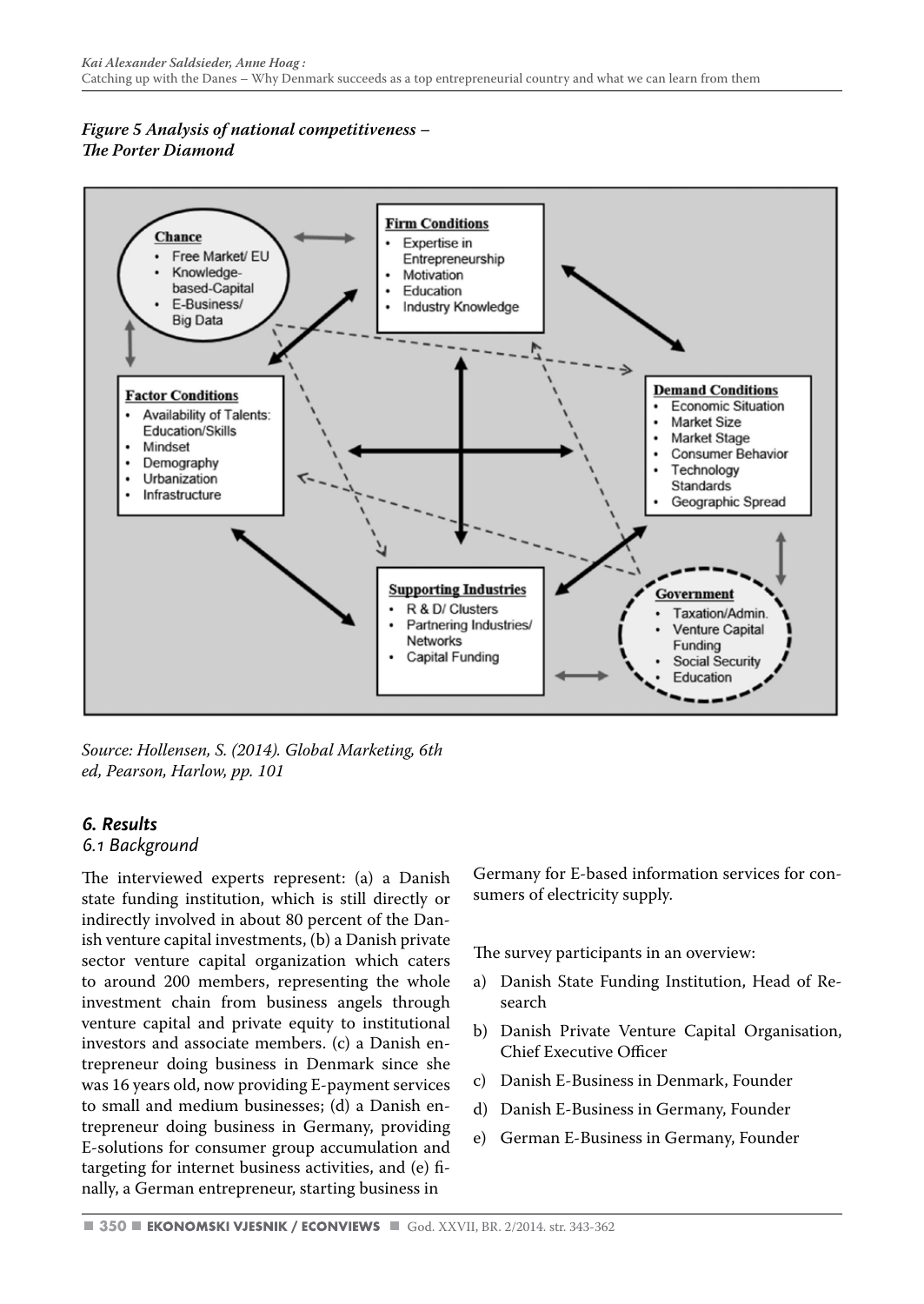*Figure 5 Analysis of national competitiveness – The Porter Diamond*

**Chance**
- Free Market/ EU
- Knowledge-based-Capital
- E-Business/ Big Data

**Firm Conditions**
- Expertise in Entrepreneurship
- Motivation
- Education
- Industry Knowledge

**Factor Conditions**
- Availability of Talents: Education/Skills
- Mindset
- Demography
- Urbanization
- Infrastructure

**Demand Conditions**
- Economic Situation
- Market Size
- Market Stage
- Consumer Behavior
- Technology Standards
- Geographic Spread

**Supporting Industries**
- R & D/ Clusters
- Partnering Industries/ Networks
- Capital Funding

**Government**
- Taxation/Admin.
- Venture Capital Funding
- Social Security
- Education

*Source: Hollensen, S. (2014). Global Marketing, 6th ed, Pearson, Harlow, pp. 101*

## 6. Results

### 6.1 Background

The interviewed experts represent: (a) a Danish state funding institution, which is still directly or indirectly involved in about 80 percent of the Danish venture capital investments, (b) a Danish private sector venture capital organization which caters to around 200 members, representing the whole investment chain from business angels through venture capital and private equity to institutional investors and associate members. (c) a Danish entrepreneur doing business in Denmark since she was 16 years old, now providing E-payment services to small and medium businesses; (d) a Danish entrepreneur doing business in Germany, providing E-solutions for consumer group accumulation and targeting for internet business activities, and (e) finally, a German entrepreneur, starting business in Germany for E-based information services for consumers of electricity supply.

The survey participants in an overview:

a) Danish State Funding Institution, Head of Research
b) Danish Private Venture Capital Organisation, Chief Executive Officer
c) Danish E-Business in Denmark, Founder
d) Danish E-Business in Germany, Founder
e) German E-Business in Germany, Founder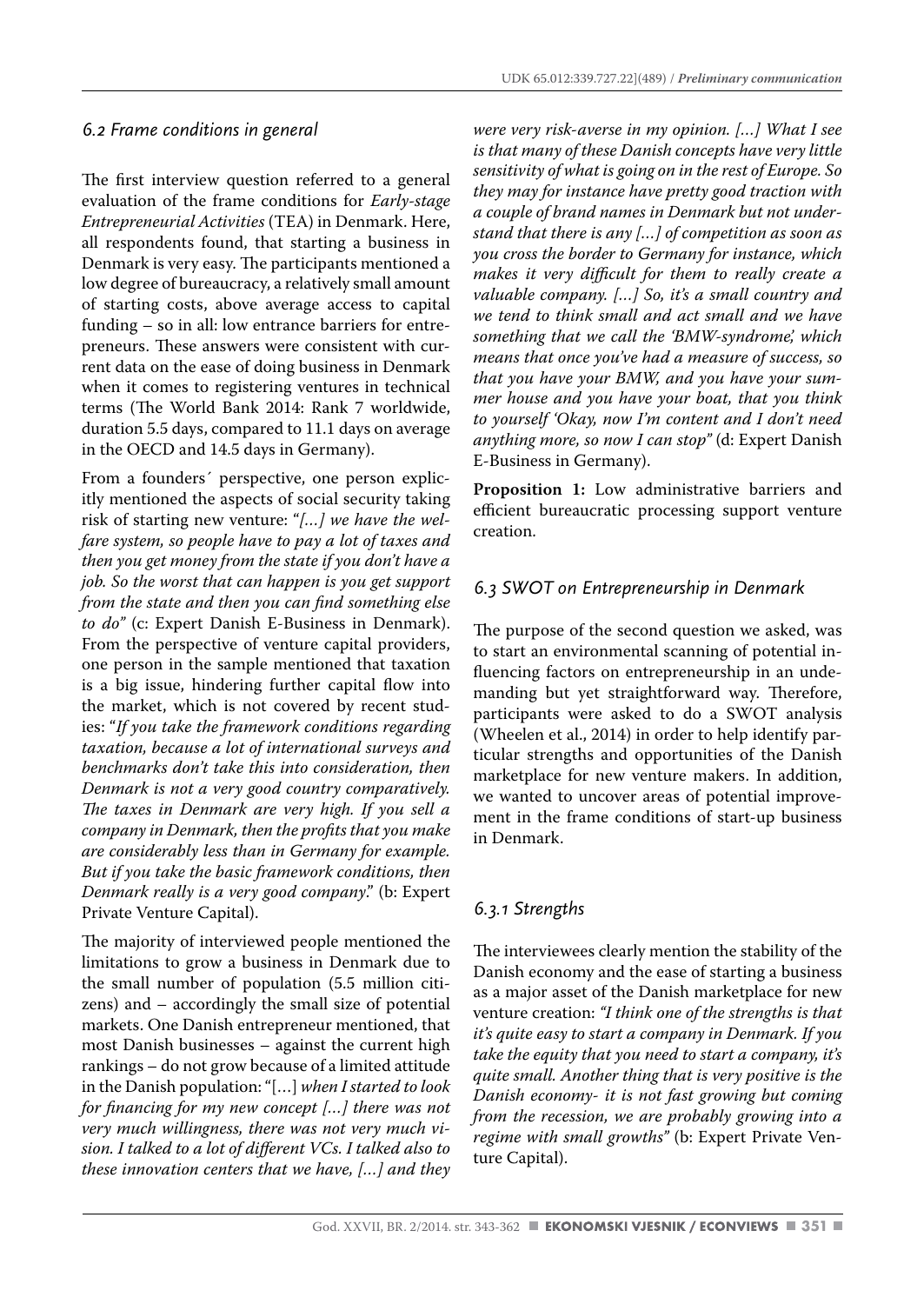### *6.2 Frame conditions in general*

The first interview question referred to a general evaluation of the frame conditions for *Early-stage Entrepreneurial Activities* (TEA) in Denmark. Here, all respondents found, that starting a business in Denmark is very easy. The participants mentioned a low degree of bureaucracy, a relatively small amount of starting costs, above average access to capital funding – so in all: low entrance barriers for entrepreneurs. These answers were consistent with current data on the ease of doing business in Denmark when it comes to registering ventures in technical terms (The World Bank 2014: Rank 7 worldwide, duration 5.5 days, compared to 11.1 days on average in the OECD and 14.5 days in Germany).

From a founders´ perspective, one person explicitly mentioned the aspects of social security taking risk of starting new venture: "*[…] we have the welfare system, so people have to pay a lot of taxes and then you get money from the state if you don't have a job. So the worst that can happen is you get support from the state and then you can find something else to do"* (c: Expert Danish E-Business in Denmark). From the perspective of venture capital providers, one person in the sample mentioned that taxation is a big issue, hindering further capital flow into the market, which is not covered by recent studies: "*If you take the framework conditions regarding taxation, because a lot of international surveys and benchmarks don't take this into consideration, then Denmark is not a very good country comparatively. The taxes in Denmark are very high. If you sell a company in Denmark, then the profits that you make are considerably less than in Germany for example. But if you take the basic framework conditions, then Denmark really is a very good company*." (b: Expert Private Venture Capital).

The majority of interviewed people mentioned the limitations to grow a business in Denmark due to the small number of population (5.5 million citizens) and – accordingly the small size of potential markets. One Danish entrepreneur mentioned, that most Danish businesses – against the current high rankings – do not grow because of a limited attitude in the Danish population: "[…] *when I started to look for financing for my new concept […] there was not very much willingness, there was not very much vision. I talked to a lot of different VCs. I talked also to these innovation centers that we have, […] and they were very risk-averse in my opinion. […] What I see is that many of these Danish concepts have very little sensitivity of what is going on in the rest of Europe. So they may for instance have pretty good traction with a couple of brand names in Denmark but not understand that there is any […] of competition as soon as you cross the border to Germany for instance, which makes it very difficult for them to really create a valuable company. […] So, it's a small country and we tend to think small and act small and we have something that we call the 'BMW-syndrome', which means that once you've had a measure of success, so that you have your BMW, and you have your summer house and you have your boat, that you think to yourself 'Okay, now I'm content and I don't need anything more, so now I can stop"* (d: Expert Danish E-Business in Germany).

**Proposition 1:** Low administrative barriers and efficient bureaucratic processing support venture creation.

### *6.3 SWOT on Entrepreneurship in Denmark*

The purpose of the second question we asked, was to start an environmental scanning of potential influencing factors on entrepreneurship in an undemanding but yet straightforward way. Therefore, participants were asked to do a SWOT analysis (Wheelen et al., 2014) in order to help identify particular strengths and opportunities of the Danish marketplace for new venture makers. In addition, we wanted to uncover areas of potential improvement in the frame conditions of start-up business in Denmark.

#### *6.3.1 Strengths*

The interviewees clearly mention the stability of the Danish economy and the ease of starting a business as a major asset of the Danish marketplace for new venture creation: *"I think one of the strengths is that it's quite easy to start a company in Denmark. If you take the equity that you need to start a company, it's quite small. Another thing that is very positive is the Danish economy- it is not fast growing but coming from the recession, we are probably growing into a regime with small growths"* (b: Expert Private Venture Capital).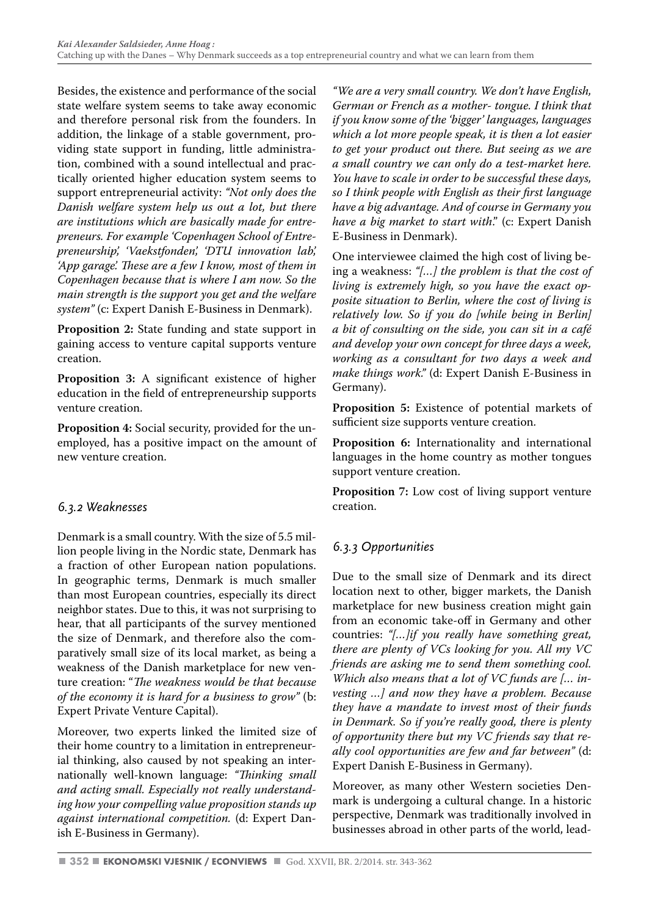Besides, the existence and performance of the social state welfare system seems to take away economic and therefore personal risk from the founders. In addition, the linkage of a stable government, providing state support in funding, little administration, combined with a sound intellectual and practically oriented higher education system seems to support entrepreneurial activity: *"Not only does the Danish welfare system help us out a lot, but there are institutions which are basically made for entrepreneurs. For example 'Copenhagen School of Entrepreneurship', 'Vaekstfonden', 'DTU innovation lab', 'App garage'. These are a few I know, most of them in Copenhagen because that is where I am now. So the main strength is the support you get and the welfare system"* (c: Expert Danish E-Business in Denmark).

**Proposition 2:** State funding and state support in gaining access to venture capital supports venture creation.

**Proposition 3:** A significant existence of higher education in the field of entrepreneurship supports venture creation.

**Proposition 4:** Social security, provided for the unemployed, has a positive impact on the amount of new venture creation.

### *6.3.2 Weaknesses*

Denmark is a small country. With the size of 5.5 million people living in the Nordic state, Denmark has a fraction of other European nation populations. In geographic terms, Denmark is much smaller than most European countries, especially its direct neighbor states. Due to this, it was not surprising to hear, that all participants of the survey mentioned the size of Denmark, and therefore also the comparatively small size of its local market, as being a weakness of the Danish marketplace for new venture creation: "*The weakness would be that because of the economy it is hard for a business to grow"* (b: Expert Private Venture Capital).

Moreover, two experts linked the limited size of their home country to a limitation in entrepreneurial thinking, also caused by not speaking an internationally well-known language: *"Thinking small and acting small. Especially not really understanding how your compelling value proposition stands up against international competition.* (d: Expert Danish E-Business in Germany).

*"We are a very small country. We don't have English, German or French as a mother- tongue. I think that if you know some of the 'bigger' languages, languages which a lot more people speak, it is then a lot easier to get your product out there. But seeing as we are a small country we can only do a test-market here. You have to scale in order to be successful these days, so I think people with English as their first language have a big advantage. And of course in Germany you have a big market to start with*." (c: Expert Danish E-Business in Denmark).

One interviewee claimed the high cost of living being a weakness: *"[...] the problem is that the cost of living is extremely high, so you have the exact opposite situation to Berlin, where the cost of living is relatively low. So if you do [while being in Berlin] a bit of consulting on the side, you can sit in a café and develop your own concept for three days a week, working as a consultant for two days a week and make things work."* (d: Expert Danish E-Business in Germany).

**Proposition 5:** Existence of potential markets of sufficient size supports venture creation.

**Proposition 6:** Internationality and international languages in the home country as mother tongues support venture creation.

**Proposition 7:** Low cost of living support venture creation.

### *6.3.3 Opportunities*

Due to the small size of Denmark and its direct location next to other, bigger markets, the Danish marketplace for new business creation might gain from an economic take-off in Germany and other countries: *"[...]if you really have something great, there are plenty of VCs looking for you. All my VC friends are asking me to send them something cool. Which also means that a lot of VC funds are [... investing ...] and now they have a problem. Because they have a mandate to invest most of their funds in Denmark. So if you're really good, there is plenty of opportunity there but my VC friends say that really cool opportunities are few and far between"* (d: Expert Danish E-Business in Germany).

Moreover, as many other Western societies Denmark is undergoing a cultural change. In a historic perspective, Denmark was traditionally involved in businesses abroad in other parts of the world, lead-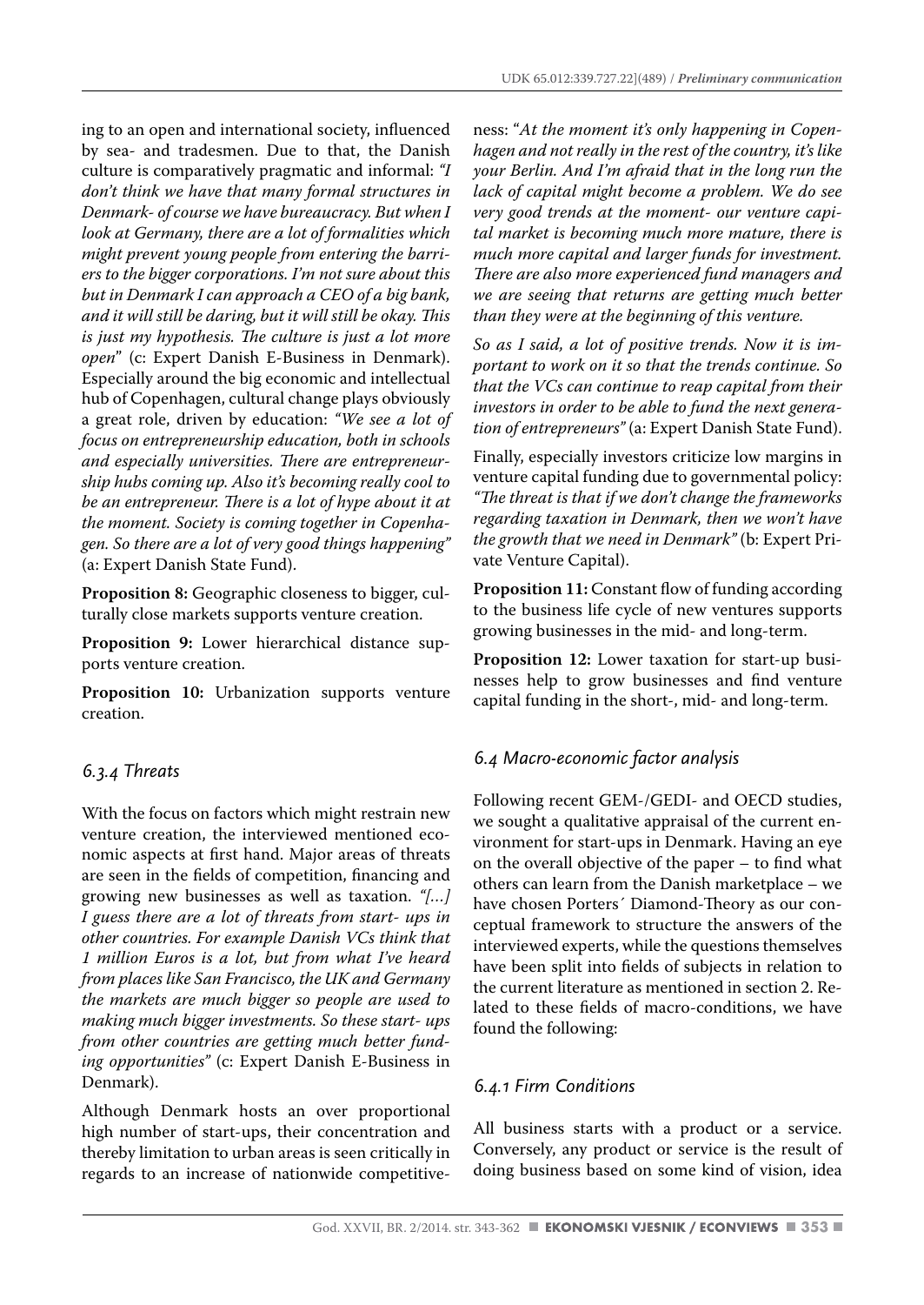ing to an open and international society, influenced by sea- and tradesmen. Due to that, the Danish culture is comparatively pragmatic and informal: *"I don't think we have that many formal structures in Denmark- of course we have bureaucracy. But when I look at Germany, there are a lot of formalities which might prevent young people from entering the barriers to the bigger corporations. I'm not sure about this but in Denmark I can approach a CEO of a big bank, and it will still be daring, but it will still be okay. This is just my hypothesis. The culture is just a lot more open"* (c: Expert Danish E-Business in Denmark). Especially around the big economic and intellectual hub of Copenhagen, cultural change plays obviously a great role, driven by education: *"We see a lot of focus on entrepreneurship education, both in schools and especially universities. There are entrepreneurship hubs coming up. Also it's becoming really cool to be an entrepreneur. There is a lot of hype about it at the moment. Society is coming together in Copenhagen. So there are a lot of very good things happening"* (a: Expert Danish State Fund).

**Proposition 8:** Geographic closeness to bigger, culturally close markets supports venture creation.

**Proposition 9:** Lower hierarchical distance supports venture creation.

**Proposition 10:** Urbanization supports venture creation.

### *6.3.4 Threats*

With the focus on factors which might restrain new venture creation, the interviewed mentioned economic aspects at first hand. Major areas of threats are seen in the fields of competition, financing and growing new businesses as well as taxation. *"[...] I guess there are a lot of threats from start- ups in other countries. For example Danish VCs think that 1 million Euros is a lot, but from what I've heard from places like San Francisco, the UK and Germany the markets are much bigger so people are used to making much bigger investments. So these start- ups from other countries are getting much better funding opportunities"* (c: Expert Danish E-Business in Denmark).

Although Denmark hosts an over proportional high number of start-ups, their concentration and thereby limitation to urban areas is seen critically in regards to an increase of nationwide competitiveness: "*At the moment it's only happening in Copenhagen and not really in the rest of the country, it's like your Berlin. And I'm afraid that in the long run the lack of capital might become a problem. We do see very good trends at the moment- our venture capital market is becoming much more mature, there is much more capital and larger funds for investment. There are also more experienced fund managers and we are seeing that returns are getting much better than they were at the beginning of this venture.*

*So as I said, a lot of positive trends. Now it is important to work on it so that the trends continue. So that the VCs can continue to reap capital from their investors in order to be able to fund the next generation of entrepreneurs"* (a: Expert Danish State Fund).

Finally, especially investors criticize low margins in venture capital funding due to governmental policy: *"The threat is that if we don't change the frameworks regarding taxation in Denmark, then we won't have the growth that we need in Denmark"* (b: Expert Private Venture Capital).

**Proposition 11:** Constant flow of funding according to the business life cycle of new ventures supports growing businesses in the mid- and long-term.

**Proposition 12:** Lower taxation for start-up businesses help to grow businesses and find venture capital funding in the short-, mid- and long-term.

### *6.4 Macro-economic factor analysis*

Following recent GEM-/GEDI- and OECD studies, we sought a qualitative appraisal of the current environment for start-ups in Denmark. Having an eye on the overall objective of the paper – to find what others can learn from the Danish marketplace – we have chosen Porters´ Diamond-Theory as our conceptual framework to structure the answers of the interviewed experts, while the questions themselves have been split into fields of subjects in relation to the current literature as mentioned in section 2. Related to these fields of macro-conditions, we have found the following:

### *6.4.1 Firm Conditions*

All business starts with a product or a service. Conversely, any product or service is the result of doing business based on some kind of vision, idea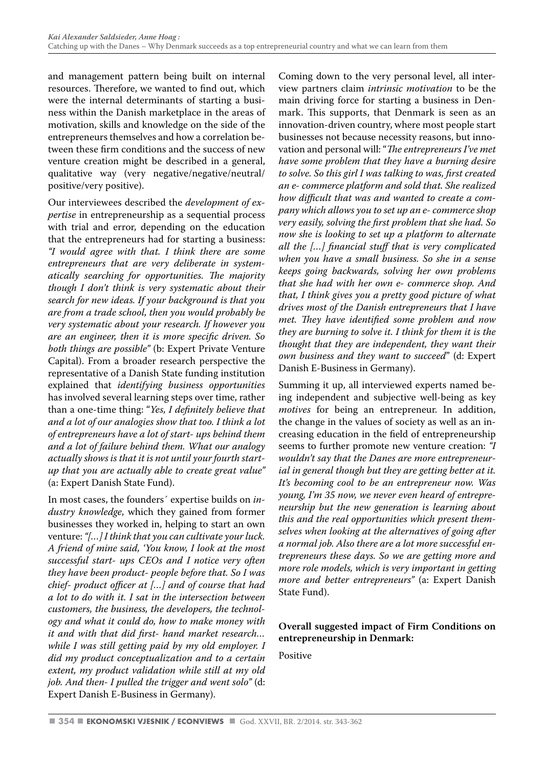and management pattern being built on internal resources. Therefore, we wanted to find out, which were the internal determinants of starting a business within the Danish marketplace in the areas of motivation, skills and knowledge on the side of the entrepreneurs themselves and how a correlation between these firm conditions and the success of new venture creation might be described in a general, qualitative way (very negative/negative/neutral/positive/very positive).

Our interviewees described the *development of expertise* in entrepreneurship as a sequential process with trial and error, depending on the education that the entrepreneurs had for starting a business: *"I would agree with that. I think there are some entrepreneurs that are very deliberate in systematically searching for opportunities. The majority though I don't think is very systematic about their search for new ideas. If your background is that you are from a trade school, then you would probably be very systematic about your research. If however you are an engineer, then it is more specific driven. So both things are possible"* (b: Expert Private Venture Capital). From a broader research perspective the representative of a Danish State funding institution explained that *identifying business opportunities* has involved several learning steps over time, rather than a one-time thing: "*Yes, I definitely believe that and a lot of our analogies show that too. I think a lot of entrepreneurs have a lot of start- ups behind them and a lot of failure behind them. What our analogy actually shows is that it is not until your fourth start-up that you are actually able to create great value"* (a: Expert Danish State Fund).

In most cases, the founders´ expertise builds on *industry knowledge*, which they gained from former businesses they worked in, helping to start an own venture: *"[...] I think that you can cultivate your luck. A friend of mine said, 'You know, I look at the most successful start- ups CEOs and I notice very often they have been product- people before that. So I was chief- product officer at [...] and of course that had a lot to do with it. I sat in the intersection between customers, the business, the developers, the technology and what it could do, how to make money with it and with that did first- hand market research... while I was still getting paid by my old employer. I did my product conceptualization and to a certain extent, my product validation while still at my old job. And then- I pulled the trigger and went solo"* (d: Expert Danish E-Business in Germany).

Coming down to the very personal level, all interview partners claim *intrinsic motivation* to be the main driving force for starting a business in Denmark. This supports, that Denmark is seen as an innovation-driven country, where most people start businesses not because necessity reasons, but innovation and personal will: "*The entrepreneurs I've met have some problem that they have a burning desire to solve. So this girl I was talking to was, first created an e- commerce platform and sold that. She realized how difficult that was and wanted to create a company which allows you to set up an e- commerce shop very easily, solving the first problem that she had. So now she is looking to set up a platform to alternate all the [...] financial stuff that is very complicated when you have a small business. So she in a sense keeps going backwards, solving her own problems that she had with her own e- commerce shop. And that, I think gives you a pretty good picture of what drives most of the Danish entrepreneurs that I have met. They have identified some problem and now they are burning to solve it. I think for them it is the thought that they are independent, they want their own business and they want to succeed*" (d: Expert Danish E-Business in Germany).

Summing it up, all interviewed experts named being independent and subjective well-being as key *motives* for being an entrepreneur. In addition, the change in the values of society as well as an increasing education in the field of entrepreneurship seems to further promote new venture creation: *"I wouldn't say that the Danes are more entrepreneurial in general though but they are getting better at it. It's becoming cool to be an entrepreneur now. Was young, I'm 35 now, we never even heard of entrepreneurship but the new generation is learning about this and the real opportunities which present themselves when looking at the alternatives of going after a normal job. Also there are a lot more successful entrepreneurs these days. So we are getting more and more role models, which is very important in getting more and better entrepreneurs"* (a: Expert Danish State Fund).

**Overall suggested impact of Firm Conditions on entrepreneurship in Denmark:**

Positive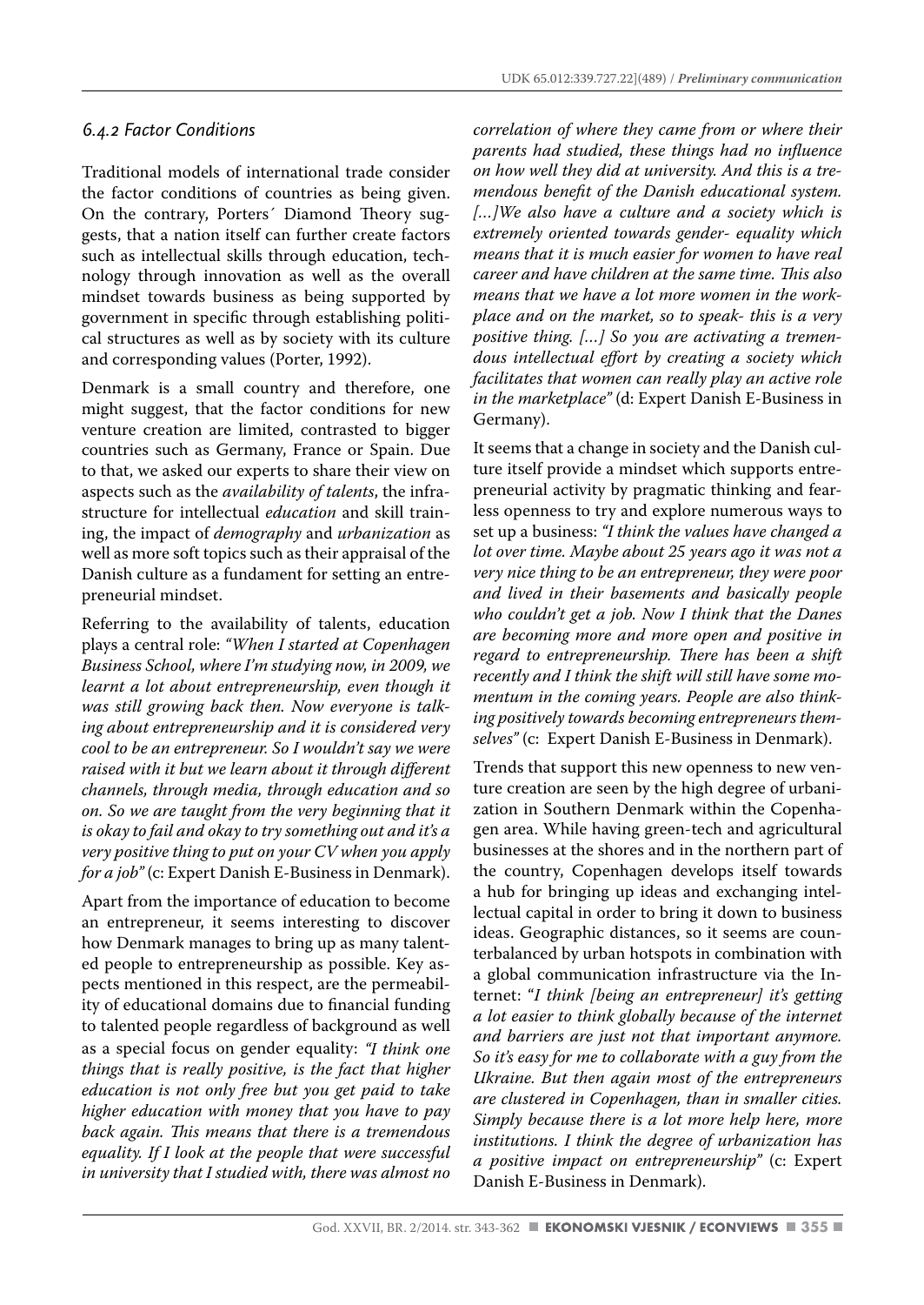### *6.4.2 Factor Conditions*

Traditional models of international trade consider the factor conditions of countries as being given. On the contrary, Porters´ Diamond Theory suggests, that a nation itself can further create factors such as intellectual skills through education, technology through innovation as well as the overall mindset towards business as being supported by government in specific through establishing political structures as well as by society with its culture and corresponding values (Porter, 1992).

Denmark is a small country and therefore, one might suggest, that the factor conditions for new venture creation are limited, contrasted to bigger countries such as Germany, France or Spain. Due to that, we asked our experts to share their view on aspects such as the *availability of talents*, the infrastructure for intellectual *education* and skill training, the impact of *demography* and *urbanization* as well as more soft topics such as their appraisal of the Danish culture as a fundament for setting an entrepreneurial mindset.

Referring to the availability of talents, education plays a central role: *"When I started at Copenhagen Business School, where I'm studying now, in 2009, we learnt a lot about entrepreneurship, even though it was still growing back then. Now everyone is talking about entrepreneurship and it is considered very cool to be an entrepreneur. So I wouldn't say we were raised with it but we learn about it through different channels, through media, through education and so on. So we are taught from the very beginning that it is okay to fail and okay to try something out and it's a very positive thing to put on your CV when you apply for a job"* (c: Expert Danish E-Business in Denmark).

Apart from the importance of education to become an entrepreneur, it seems interesting to discover how Denmark manages to bring up as many talented people to entrepreneurship as possible. Key aspects mentioned in this respect, are the permeability of educational domains due to financial funding to talented people regardless of background as well as a special focus on gender equality: *"I think one things that is really positive, is the fact that higher education is not only free but you get paid to take higher education with money that you have to pay back again. This means that there is a tremendous equality. If I look at the people that were successful in university that I studied with, there was almost no correlation of where they came from or where their parents had studied, these things had no influence on how well they did at university. And this is a tremendous benefit of the Danish educational system. [...]We also have a culture and a society which is extremely oriented towards gender- equality which means that it is much easier for women to have real career and have children at the same time. This also means that we have a lot more women in the workplace and on the market, so to speak- this is a very positive thing. [...] So you are activating a tremendous intellectual effort by creating a society which facilitates that women can really play an active role in the marketplace"* (d: Expert Danish E-Business in Germany).

It seems that a change in society and the Danish culture itself provide a mindset which supports entrepreneurial activity by pragmatic thinking and fearless openness to try and explore numerous ways to set up a business: *"I think the values have changed a lot over time. Maybe about 25 years ago it was not a very nice thing to be an entrepreneur, they were poor and lived in their basements and basically people who couldn't get a job. Now I think that the Danes are becoming more and more open and positive in regard to entrepreneurship. There has been a shift recently and I think the shift will still have some momentum in the coming years. People are also thinking positively towards becoming entrepreneurs themselves"* (c: Expert Danish E-Business in Denmark).

Trends that support this new openness to new venture creation are seen by the high degree of urbanization in Southern Denmark within the Copenhagen area. While having green-tech and agricultural businesses at the shores and in the northern part of the country, Copenhagen develops itself towards a hub for bringing up ideas and exchanging intellectual capital in order to bring it down to business ideas. Geographic distances, so it seems are counterbalanced by urban hotspots in combination with a global communication infrastructure via the Internet: "*I think [being an entrepreneur] it's getting a lot easier to think globally because of the internet and barriers are just not that important anymore. So it's easy for me to collaborate with a guy from the Ukraine. But then again most of the entrepreneurs are clustered in Copenhagen, than in smaller cities. Simply because there is a lot more help here, more institutions. I think the degree of urbanization has a positive impact on entrepreneurship*" (c: Expert Danish E-Business in Denmark).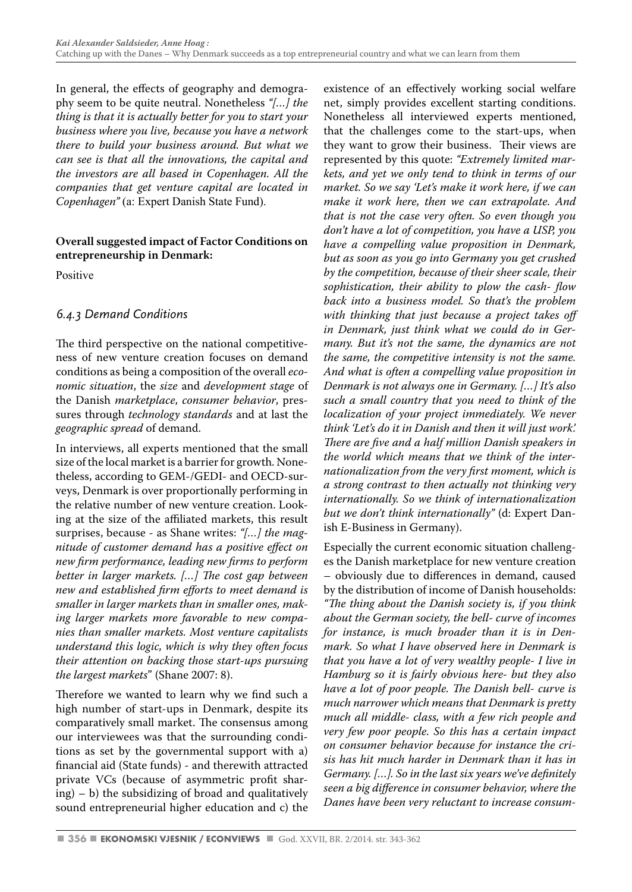In general, the effects of geography and demography seem to be quite neutral. Nonetheless *"[…] the thing is that it is actually better for you to start your business where you live, because you have a network there to build your business around. But what we can see is that all the innovations, the capital and the investors are all based in Copenhagen. All the companies that get venture capital are located in Copenhagen"* (a: Expert Danish State Fund).

**Overall suggested impact of Factor Conditions on entrepreneurship in Denmark:**

Positive

### *6.4.3 Demand Conditions*

The third perspective on the national competitiveness of new venture creation focuses on demand conditions as being a composition of the overall *economic situation*, the *size* and *development stage* of the Danish *marketplace*, *consumer behavior*, pressures through *technology standards* and at last the *geographic spread* of demand.

In interviews, all experts mentioned that the small size of the local market is a barrier for growth. Nonetheless, according to GEM-/GEDI- and OECD-surveys, Denmark is over proportionally performing in the relative number of new venture creation. Looking at the size of the affiliated markets, this result surprises, because - as Shane writes: *"[…] the magnitude of customer demand has a positive effect on new firm performance, leading new firms to perform better in larger markets. […] The cost gap between new and established firm efforts to meet demand is smaller in larger markets than in smaller ones, making larger markets more favorable to new companies than smaller markets. Most venture capitalists understand this logic, which is why they often focus their attention on backing those start-ups pursuing the largest markets*" (Shane 2007: 8).

Therefore we wanted to learn why we find such a high number of start-ups in Denmark, despite its comparatively small market. The consensus among our interviewees was that the surrounding conditions as set by the governmental support with a) financial aid (State funds) - and therewith attracted private VCs (because of asymmetric profit sharing) – b) the subsidizing of broad and qualitatively sound entrepreneurial higher education and c) the existence of an effectively working social welfare net, simply provides excellent starting conditions. Nonetheless all interviewed experts mentioned, that the challenges come to the start-ups, when they want to grow their business. Their views are represented by this quote: *"Extremely limited markets, and yet we only tend to think in terms of our market. So we say 'Let's make it work here, if we can make it work here, then we can extrapolate. And that is not the case very often. So even though you don't have a lot of competition, you have a USP, you have a compelling value proposition in Denmark, but as soon as you go into Germany you get crushed by the competition, because of their sheer scale, their sophistication, their ability to plow the cash- flow back into a business model. So that's the problem with thinking that just because a project takes off in Denmark, just think what we could do in Germany. But it's not the same, the dynamics are not the same, the competitive intensity is not the same. And what is often a compelling value proposition in Denmark is not always one in Germany. […] It's also such a small country that you need to think of the localization of your project immediately. We never think 'Let's do it in Danish and then it will just work'. There are five and a half million Danish speakers in the world which means that we think of the internationalization from the very first moment, which is a strong contrast to then actually not thinking very internationally. So we think of internationalization but we don't think internationally"* (d: Expert Danish E-Business in Germany).

Especially the current economic situation challenges the Danish marketplace for new venture creation – obviously due to differences in demand, caused by the distribution of income of Danish households: *"The thing about the Danish society is, if you think about the German society, the bell- curve of incomes for instance, is much broader than it is in Denmark. So what I have observed here in Denmark is that you have a lot of very wealthy people- I live in Hamburg so it is fairly obvious here- but they also have a lot of poor people. The Danish bell- curve is much narrower which means that Denmark is pretty much all middle- class, with a few rich people and very few poor people. So this has a certain impact on consumer behavior because for instance the crisis has hit much harder in Denmark than it has in Germany. […]. So in the last six years we've definitely seen a big difference in consumer behavior, where the Danes have been very reluctant to increase consum-*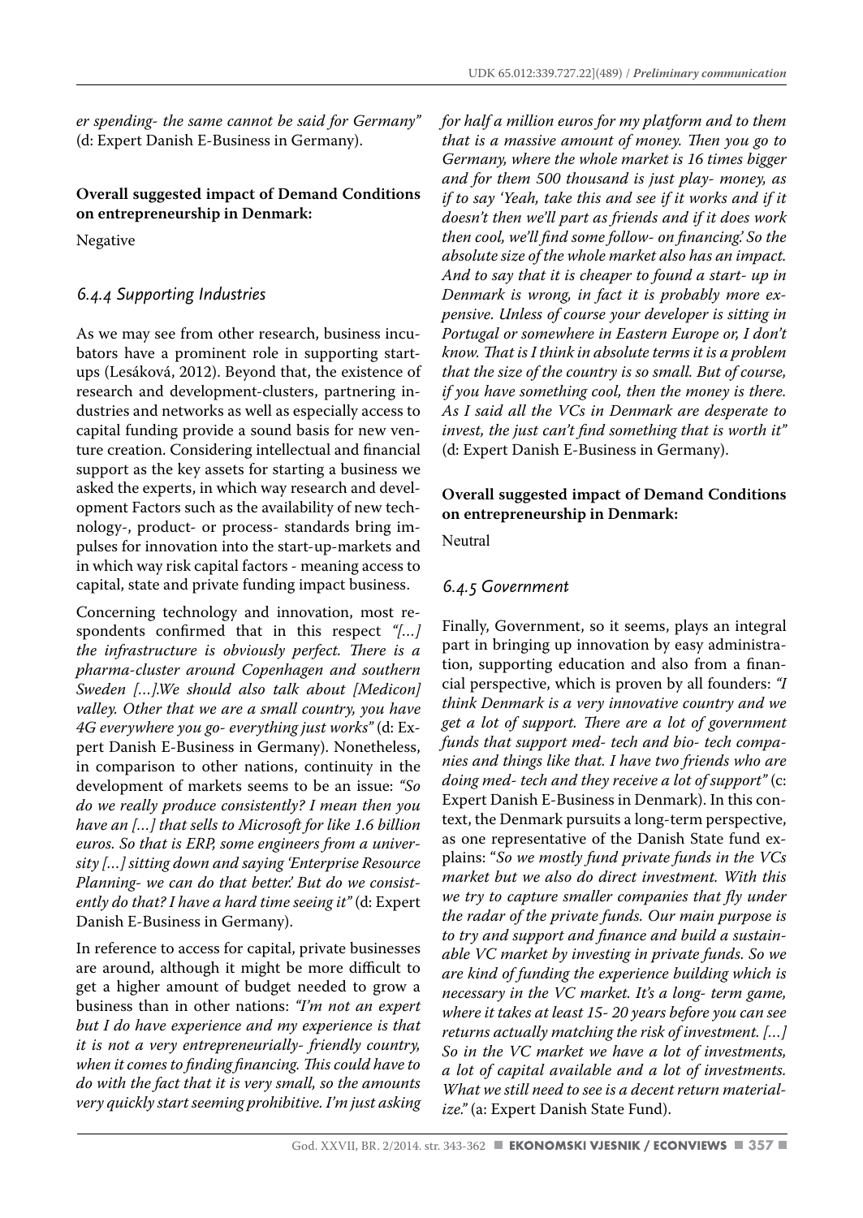*er spending- the same cannot be said for Germany"* (d: Expert Danish E-Business in Germany).

**Overall suggested impact of Demand Conditions on entrepreneurship in Denmark:**

Negative

### *6.4.4 Supporting Industries*

As we may see from other research, business incubators have a prominent role in supporting start-ups (Lesáková, 2012). Beyond that, the existence of research and development-clusters, partnering industries and networks as well as especially access to capital funding provide a sound basis for new venture creation. Considering intellectual and financial support as the key assets for starting a business we asked the experts, in which way research and development Factors such as the availability of new technology-, product- or process- standards bring impulses for innovation into the start-up-markets and in which way risk capital factors - meaning access to capital, state and private funding impact business.

Concerning technology and innovation, most respondents confirmed that in this respect *"[…] the infrastructure is obviously perfect. There is a pharma-cluster around Copenhagen and southern Sweden […].We should also talk about [Medicon] valley. Other that we are a small country, you have 4G everywhere you go- everything just works"* (d: Expert Danish E-Business in Germany). Nonetheless, in comparison to other nations, continuity in the development of markets seems to be an issue: *"So do we really produce consistently? I mean then you have an […] that sells to Microsoft for like 1.6 billion euros. So that is ERP, some engineers from a university […] sitting down and saying 'Enterprise Resource Planning- we can do that better.' But do we consistently do that? I have a hard time seeing it"* (d: Expert Danish E-Business in Germany).

In reference to access for capital, private businesses are around, although it might be more difficult to get a higher amount of budget needed to grow a business than in other nations: *"I'm not an expert but I do have experience and my experience is that it is not a very entrepreneurially- friendly country, when it comes to finding financing. This could have to do with the fact that it is very small, so the amounts very quickly start seeming prohibitive. I'm just asking for half a million euros for my platform and to them that is a massive amount of money. Then you go to Germany, where the whole market is 16 times bigger and for them 500 thousand is just play- money, as if to say 'Yeah, take this and see if it works and if it doesn't then we'll part as friends and if it does work then cool, we'll find some follow- on financing.' So the absolute size of the whole market also has an impact. And to say that it is cheaper to found a start- up in Denmark is wrong, in fact it is probably more expensive. Unless of course your developer is sitting in Portugal or somewhere in Eastern Europe or, I don't know. That is I think in absolute terms it is a problem that the size of the country is so small. But of course, if you have something cool, then the money is there. As I said all the VCs in Denmark are desperate to invest, the just can't find something that is worth it"* (d: Expert Danish E-Business in Germany).

**Overall suggested impact of Demand Conditions on entrepreneurship in Denmark:**

Neutral

### *6.4.5 Government*

Finally, Government, so it seems, plays an integral part in bringing up innovation by easy administration, supporting education and also from a financial perspective, which is proven by all founders: *"I think Denmark is a very innovative country and we get a lot of support. There are a lot of government funds that support med- tech and bio- tech companies and things like that. I have two friends who are doing med- tech and they receive a lot of support"* (c: Expert Danish E-Business in Denmark). In this context, the Denmark pursuits a long-term perspective, as one representative of the Danish State fund explains: "*So we mostly fund private funds in the VCs market but we also do direct investment. With this we try to capture smaller companies that fly under the radar of the private funds. Our main purpose is to try and support and finance and build a sustainable VC market by investing in private funds. So we are kind of funding the experience building which is necessary in the VC market. It's a long- term game, where it takes at least 15- 20 years before you can see returns actually matching the risk of investment. […] So in the VC market we have a lot of investments, a lot of capital available and a lot of investments. What we still need to see is a decent return materialize.*" (a: Expert Danish State Fund).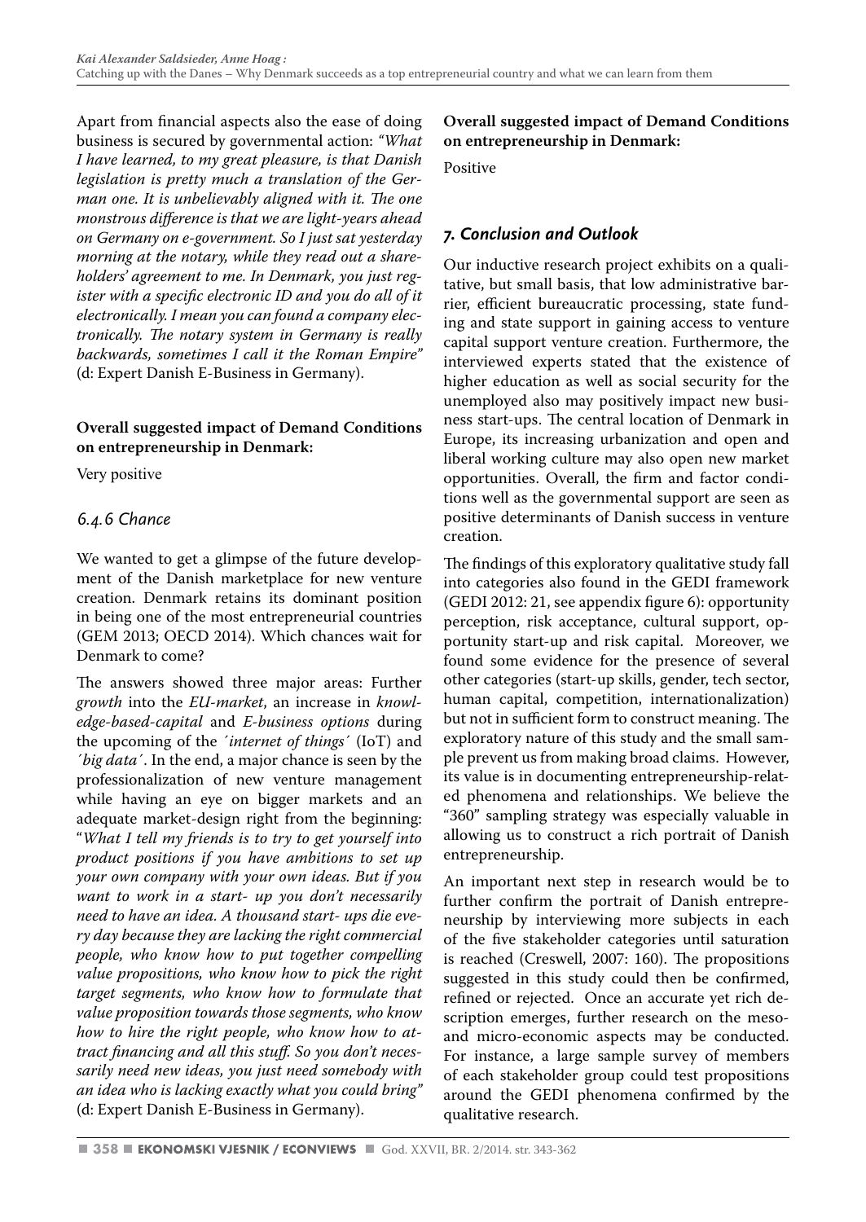Apart from financial aspects also the ease of doing business is secured by governmental action: *"What I have learned, to my great pleasure, is that Danish legislation is pretty much a translation of the German one. It is unbelievably aligned with it. The one monstrous difference is that we are light-years ahead on Germany on e-government. So I just sat yesterday morning at the notary, while they read out a shareholders' agreement to me. In Denmark, you just register with a specific electronic ID and you do all of it electronically. I mean you can found a company electronically. The notary system in Germany is really backwards, sometimes I call it the Roman Empire"* (d: Expert Danish E-Business in Germany).

**Overall suggested impact of Demand Conditions on entrepreneurship in Denmark:**

Very positive

### *6.4.6 Chance*

We wanted to get a glimpse of the future development of the Danish marketplace for new venture creation. Denmark retains its dominant position in being one of the most entrepreneurial countries (GEM 2013; OECD 2014). Which chances wait for Denmark to come?

The answers showed three major areas: Further *growth* into the *EU-market*, an increase in *knowledge-based-capital* and *E-business options* during the upcoming of the *´internet of things´* (IoT) and *´big data´*. In the end, a major chance is seen by the professionalization of new venture management while having an eye on bigger markets and an adequate market-design right from the beginning: "*What I tell my friends is to try to get yourself into product positions if you have ambitions to set up your own company with your own ideas. But if you want to work in a start- up you don't necessarily need to have an idea. A thousand start- ups die every day because they are lacking the right commercial people, who know how to put together compelling value propositions, who know how to pick the right target segments, who know how to formulate that value proposition towards those segments, who know how to hire the right people, who know how to attract financing and all this stuff. So you don't necessarily need new ideas, you just need somebody with an idea who is lacking exactly what you could bring"* (d: Expert Danish E-Business in Germany).

**Overall suggested impact of Demand Conditions on entrepreneurship in Denmark:**

Positive

## *7. Conclusion and Outlook*

Our inductive research project exhibits on a qualitative, but small basis, that low administrative barrier, efficient bureaucratic processing, state funding and state support in gaining access to venture capital support venture creation. Furthermore, the interviewed experts stated that the existence of higher education as well as social security for the unemployed also may positively impact new business start-ups. The central location of Denmark in Europe, its increasing urbanization and open and liberal working culture may also open new market opportunities. Overall, the firm and factor conditions well as the governmental support are seen as positive determinants of Danish success in venture creation.

The findings of this exploratory qualitative study fall into categories also found in the GEDI framework (GEDI 2012: 21, see appendix figure 6): opportunity perception, risk acceptance, cultural support, opportunity start-up and risk capital. Moreover, we found some evidence for the presence of several other categories (start-up skills, gender, tech sector, human capital, competition, internationalization) but not in sufficient form to construct meaning. The exploratory nature of this study and the small sample prevent us from making broad claims. However, its value is in documenting entrepreneurship-related phenomena and relationships. We believe the "360" sampling strategy was especially valuable in allowing us to construct a rich portrait of Danish entrepreneurship.

An important next step in research would be to further confirm the portrait of Danish entrepreneurship by interviewing more subjects in each of the five stakeholder categories until saturation is reached (Creswell, 2007: 160). The propositions suggested in this study could then be confirmed, refined or rejected. Once an accurate yet rich description emerges, further research on the meso- and micro-economic aspects may be conducted. For instance, a large sample survey of members of each stakeholder group could test propositions around the GEDI phenomena confirmed by the qualitative research.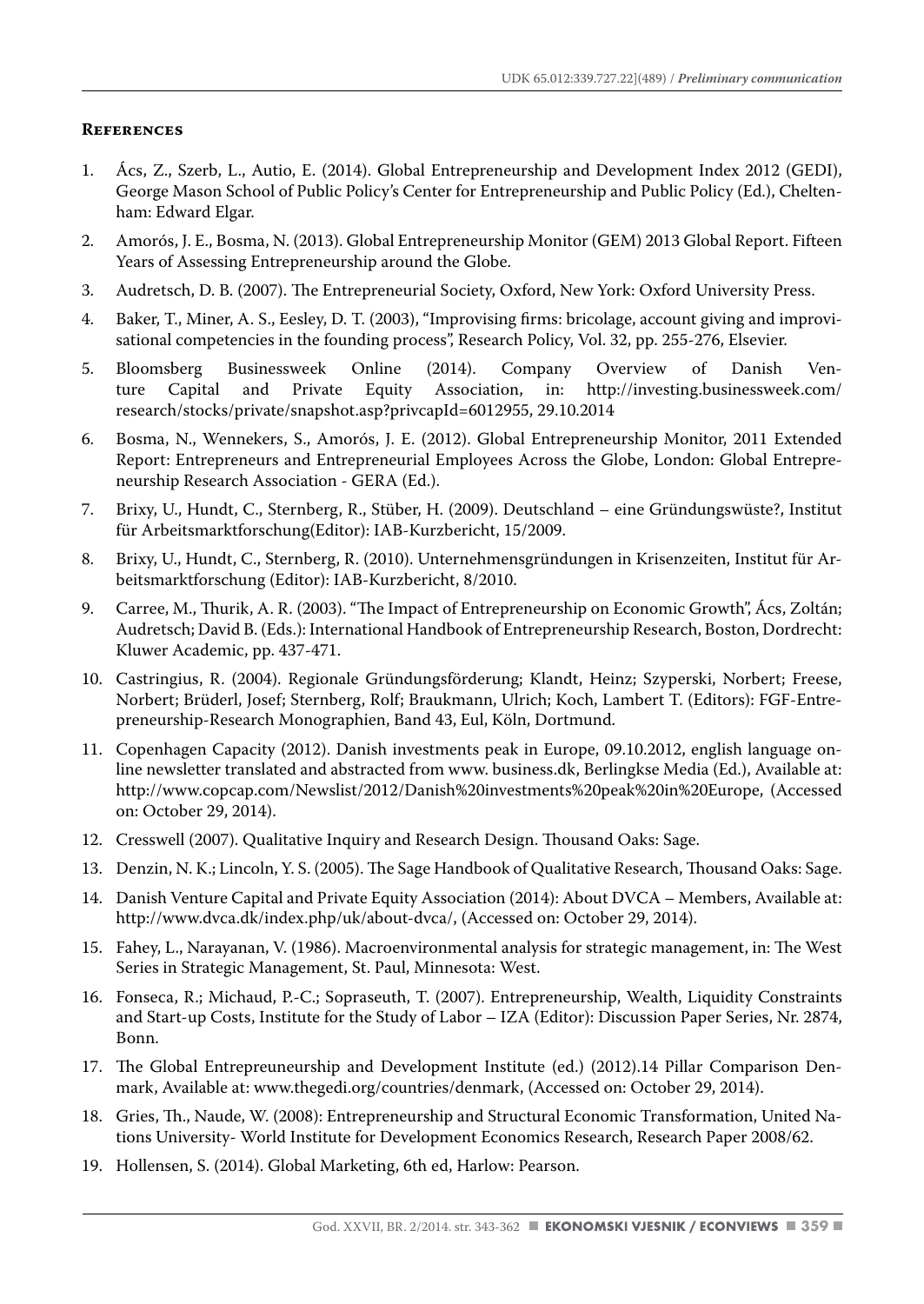## References

1. Ács, Z., Szerb, L., Autio, E. (2014). Global Entrepreneurship and Development Index 2012 (GEDI), George Mason School of Public Policy's Center for Entrepreneurship and Public Policy (Ed.), Cheltenham: Edward Elgar.
2. Amorós, J. E., Bosma, N. (2013). Global Entrepreneurship Monitor (GEM) 2013 Global Report. Fifteen Years of Assessing Entrepreneurship around the Globe.
3. Audretsch, D. B. (2007). The Entrepreneurial Society, Oxford, New York: Oxford University Press.
4. Baker, T., Miner, A. S., Eesley, D. T. (2003), "Improvising firms: bricolage, account giving and improvisational competencies in the founding process", Research Policy, Vol. 32, pp. 255-276, Elsevier.
5. Bloomsberg Businessweek Online (2014). Company Overview of Danish Venture Capital and Private Equity Association, in: http://investing.businessweek.com/research/stocks/private/snapshot.asp?privcapId=6012955, 29.10.2014
6. Bosma, N., Wennekers, S., Amorós, J. E. (2012). Global Entrepreneurship Monitor, 2011 Extended Report: Entrepreneurs and Entrepreneurial Employees Across the Globe, London: Global Entrepreneurship Research Association - GERA (Ed.).
7. Brixy, U., Hundt, C., Sternberg, R., Stüber, H. (2009). Deutschland – eine Gründungswüste?, Institut für Arbeitsmarktforschung(Editor): IAB-Kurzbericht, 15/2009.
8. Brixy, U., Hundt, C., Sternberg, R. (2010). Unternehmensgründungen in Krisenzeiten, Institut für Arbeitsmarktforschung (Editor): IAB-Kurzbericht, 8/2010.
9. Carree, M., Thurik, A. R. (2003). "The Impact of Entrepreneurship on Economic Growth", Ács, Zoltán; Audretsch; David B. (Eds.): International Handbook of Entrepreneurship Research, Boston, Dordrecht: Kluwer Academic, pp. 437-471.
10. Castringius, R. (2004). Regionale Gründungsförderung; Klandt, Heinz; Szyperski, Norbert; Freese, Norbert; Brüderl, Josef; Sternberg, Rolf; Braukmann, Ulrich; Koch, Lambert T. (Editors): FGF-Entrepreneurship-Research Monographien, Band 43, Eul, Köln, Dortmund.
11. Copenhagen Capacity (2012). Danish investments peak in Europe, 09.10.2012, english language online newsletter translated and abstracted from www. business.dk, Berlingkse Media (Ed.), Available at: http://www.copcap.com/Newslist/2012/Danish%20investments%20peak%20in%20Europe, (Accessed on: October 29, 2014).
12. Cresswell (2007). Qualitative Inquiry and Research Design. Thousand Oaks: Sage.
13. Denzin, N. K.; Lincoln, Y. S. (2005). The Sage Handbook of Qualitative Research, Thousand Oaks: Sage.
14. Danish Venture Capital and Private Equity Association (2014): About DVCA – Members, Available at: http://www.dvca.dk/index.php/uk/about-dvca/, (Accessed on: October 29, 2014).
15. Fahey, L., Narayanan, V. (1986). Macroenvironmental analysis for strategic management, in: The West Series in Strategic Management, St. Paul, Minnesota: West.
16. Fonseca, R.; Michaud, P.-C.; Sopraseuth, T. (2007). Entrepreneurship, Wealth, Liquidity Constraints and Start-up Costs, Institute for the Study of Labor – IZA (Editor): Discussion Paper Series, Nr. 2874, Bonn.
17. The Global Entrepreuneurship and Development Institute (ed.) (2012).14 Pillar Comparison Denmark, Available at: www.thegedi.org/countries/denmark, (Accessed on: October 29, 2014).
18. Gries, Th., Naude, W. (2008): Entrepreneurship and Structural Economic Transformation, United Nations University- World Institute for Development Economics Research, Research Paper 2008/62.
19. Hollensen, S. (2014). Global Marketing, 6th ed, Harlow: Pearson.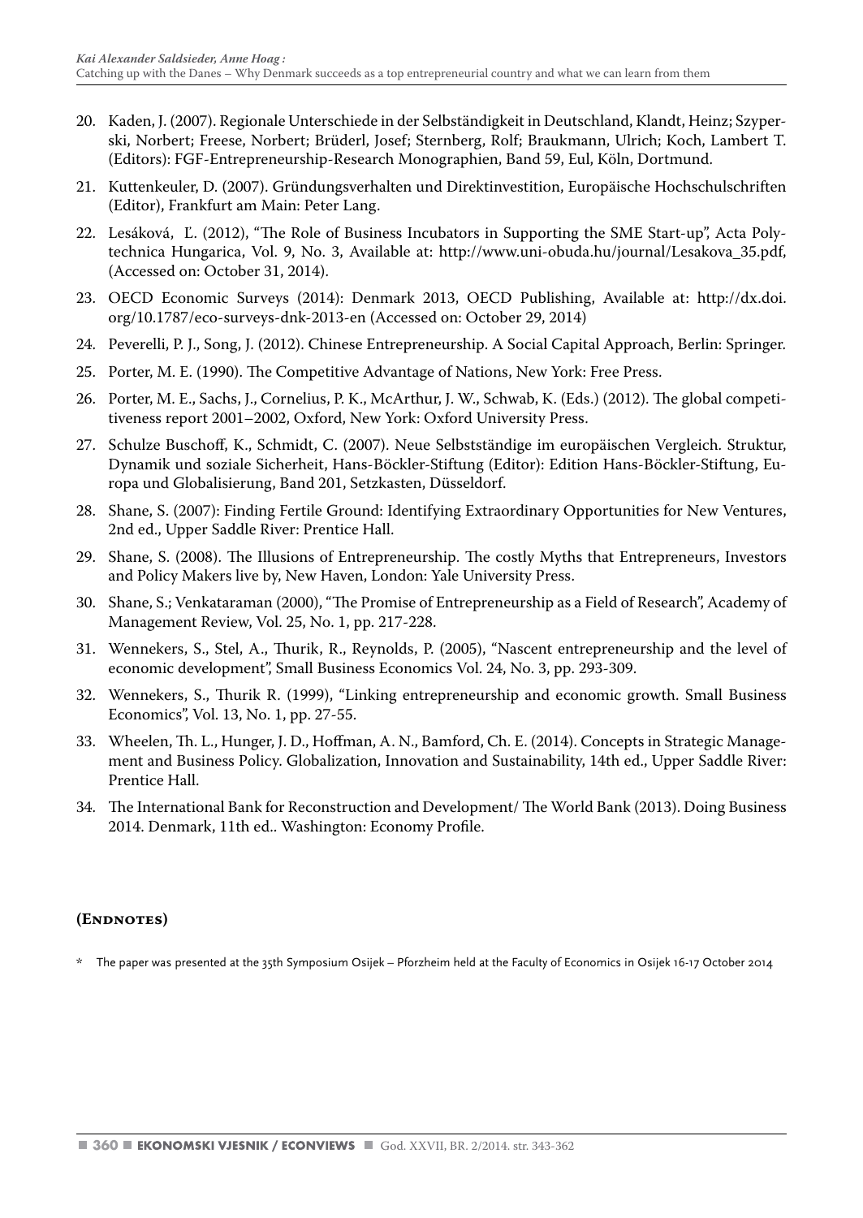20. Kaden, J. (2007). Regionale Unterschiede in der Selbständigkeit in Deutschland, Klandt, Heinz; Szyperski, Norbert; Freese, Norbert; Brüderl, Josef; Sternberg, Rolf; Braukmann, Ulrich; Koch, Lambert T. (Editors): FGF-Entrepreneurship-Research Monographien, Band 59, Eul, Köln, Dortmund.
21. Kuttenkeuler, D. (2007). Gründungsverhalten und Direktinvestition, Europäische Hochschulschriften (Editor), Frankfurt am Main: Peter Lang.
22. Lesáková, Ľ. (2012), "The Role of Business Incubators in Supporting the SME Start-up", Acta Polytechnica Hungarica, Vol. 9, No. 3, Available at: http://www.uni-obuda.hu/journal/Lesakova_35.pdf, (Accessed on: October 31, 2014).
23. OECD Economic Surveys (2014): Denmark 2013, OECD Publishing, Available at: http://dx.doi.org/10.1787/eco-surveys-dnk-2013-en (Accessed on: October 29, 2014)
24. Peverelli, P. J., Song, J. (2012). Chinese Entrepreneurship. A Social Capital Approach, Berlin: Springer.
25. Porter, M. E. (1990). The Competitive Advantage of Nations, New York: Free Press.
26. Porter, M. E., Sachs, J., Cornelius, P. K., McArthur, J. W., Schwab, K. (Eds.) (2012). The global competitiveness report 2001–2002, Oxford, New York: Oxford University Press.
27. Schulze Buschoff, K., Schmidt, C. (2007). Neue Selbstständige im europäischen Vergleich. Struktur, Dynamik und soziale Sicherheit, Hans-Böckler-Stiftung (Editor): Edition Hans-Böckler-Stiftung, Europa und Globalisierung, Band 201, Setzkasten, Düsseldorf.
28. Shane, S. (2007): Finding Fertile Ground: Identifying Extraordinary Opportunities for New Ventures, 2nd ed., Upper Saddle River: Prentice Hall.
29. Shane, S. (2008). The Illusions of Entrepreneurship. The costly Myths that Entrepreneurs, Investors and Policy Makers live by, New Haven, London: Yale University Press.
30. Shane, S.; Venkataraman (2000), "The Promise of Entrepreneurship as a Field of Research", Academy of Management Review, Vol. 25, No. 1, pp. 217-228.
31. Wennekers, S., Stel, A., Thurik, R., Reynolds, P. (2005), "Nascent entrepreneurship and the level of economic development", Small Business Economics Vol. 24, No. 3, pp. 293-309.
32. Wennekers, S., Thurik R. (1999), "Linking entrepreneurship and economic growth. Small Business Economics", Vol. 13, No. 1, pp. 27-55.
33. Wheelen, Th. L., Hunger, J. D., Hoffman, A. N., Bamford, Ch. E. (2014). Concepts in Strategic Management and Business Policy. Globalization, Innovation and Sustainability, 14th ed., Upper Saddle River: Prentice Hall.
34. The International Bank for Reconstruction and Development/ The World Bank (2013). Doing Business 2014. Denmark, 11th ed.. Washington: Economy Profile.

## (Endnotes)

\* The paper was presented at the 35th Symposium Osijek – Pforzheim held at the Faculty of Economics in Osijek 16-17 October 2014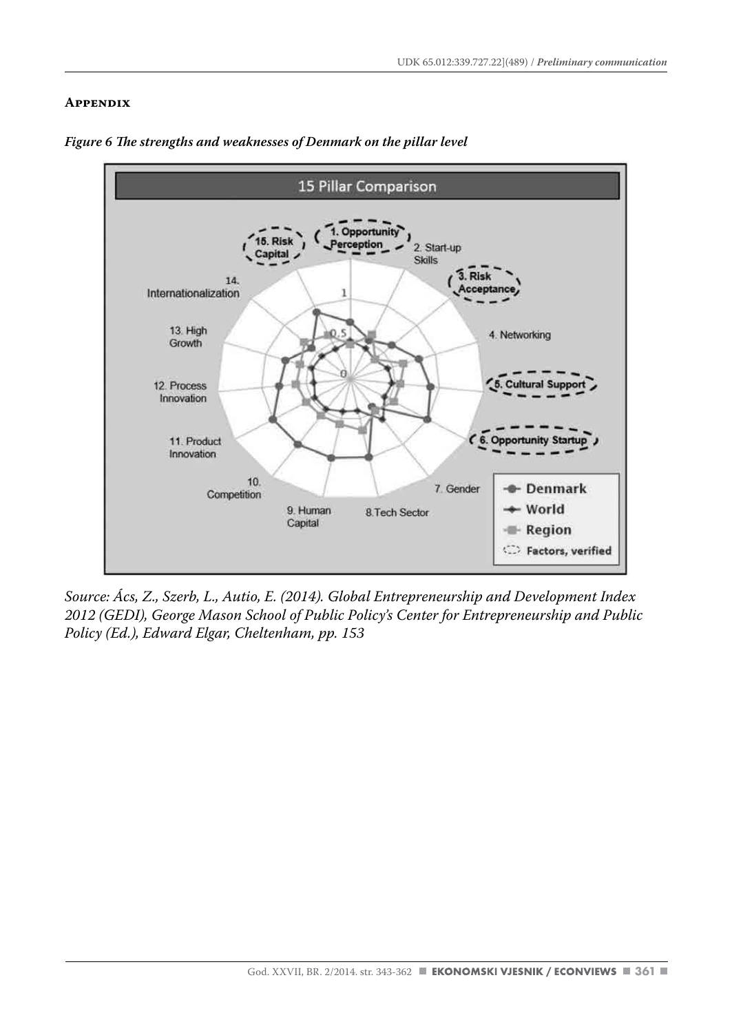## Appendix

*Figure 6 The strengths and weaknesses of Denmark on the pillar level*

*Source: Ács, Z., Szerb, L., Autio, E. (2014). Global Entrepreneurship and Development Index 2012 (GEDI), George Mason School of Public Policy's Center for Entrepreneurship and Public Policy (Ed.), Edward Elgar, Cheltenham, pp. 153*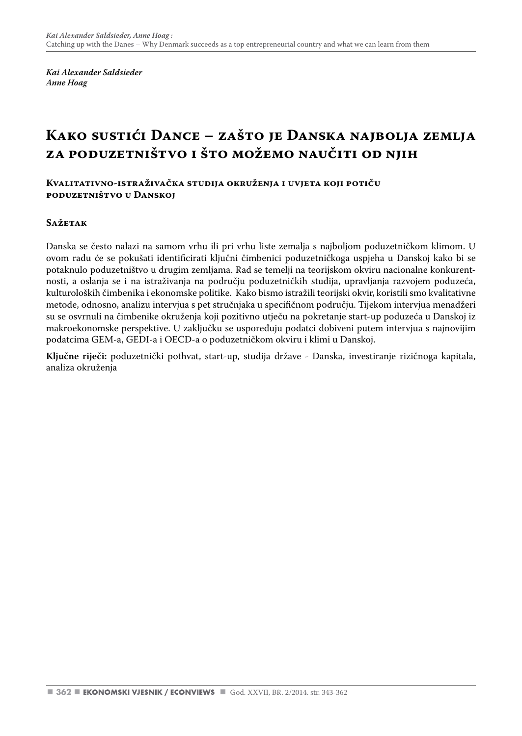*Kai Alexander Saldsieder*
*Anne Hoag*

# Kako sustići Dance – zašto je Danska najbolja zemlja za poduzetništvo i što možemo naučiti od njih

## Kvalitativno-istraživačka studija okruženja i uvjeta koji potiču poduzetništvo u Danskoj

### Sažetak

Danska se često nalazi na samom vrhu ili pri vrhu liste zemalja s najboljom poduzetničkom klimom. U ovom radu će se pokušati identificirati ključni čimbenici poduzetničkoga uspjeha u Danskoj kako bi se potaknulo poduzetništvo u drugim zemljama. Rad se temelji na teorijskom okviru nacionalne konkurentnosti, a oslanja se i na istraživanja na području poduzetničkih studija, upravljanja razvojem poduzeća, kulturoloških čimbenika i ekonomske politike. Kako bismo istražili teorijski okvir, koristili smo kvalitativne metode, odnosno, analizu intervjua s pet stručnjaka u specifičnom području. Tijekom intervjua menadžeri su se osvrnuli na čimbenike okruženja koji pozitivno utječu na pokretanje start-up poduzeća u Danskoj iz makroekonomske perspektive. U zaključku se uspoređuju podatci dobiveni putem intervjua s najnovijim podatcima GEM-a, GEDI-a i OECD-a o poduzetničkom okviru i klimi u Danskoj.

**Ključne riječi:** poduzetnički pothvat, start-up, studija države - Danska, investiranje rizičnoga kapitala, analiza okruženja